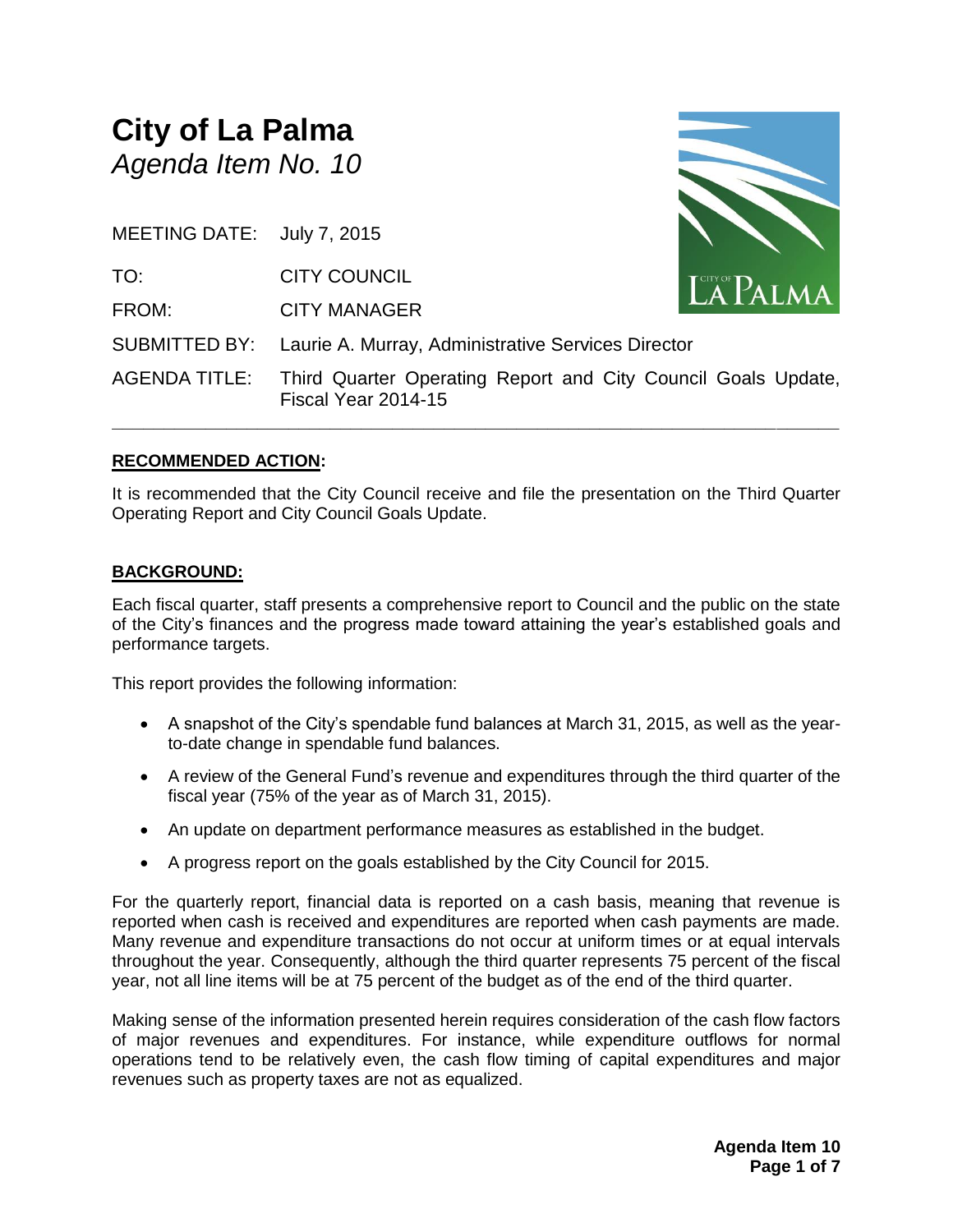# City of La Palma

*Agenda Item No. 10*

| | |
|---|---|
| MEETING DATE: | July 7, 2015 |
| TO: | CITY COUNCIL |
| FROM: | CITY MANAGER |
| SUBMITTED BY: | Laurie A. Murray, Administrative Services Director |
| AGENDA TITLE: | Third Quarter Operating Report and City Council Goals Update, Fiscal Year 2014-15 |

---

## RECOMMENDED ACTION:

It is recommended that the City Council receive and file the presentation on the Third Quarter Operating Report and City Council Goals Update.

## BACKGROUND:

Each fiscal quarter, staff presents a comprehensive report to Council and the public on the state of the City's finances and the progress made toward attaining the year's established goals and performance targets.

This report provides the following information:

- A snapshot of the City's spendable fund balances at March 31, 2015, as well as the year-to-date change in spendable fund balances.
- A review of the General Fund's revenue and expenditures through the third quarter of the fiscal year (75% of the year as of March 31, 2015).
- An update on department performance measures as established in the budget.
- A progress report on the goals established by the City Council for 2015.

For the quarterly report, financial data is reported on a cash basis, meaning that revenue is reported when cash is received and expenditures are reported when cash payments are made. Many revenue and expenditure transactions do not occur at uniform times or at equal intervals throughout the year. Consequently, although the third quarter represents 75 percent of the fiscal year, not all line items will be at 75 percent of the budget as of the end of the third quarter.

Making sense of the information presented herein requires consideration of the cash flow factors of major revenues and expenditures. For instance, while expenditure outflows for normal operations tend to be relatively even, the cash flow timing of capital expenditures and major revenues such as property taxes are not as equalized.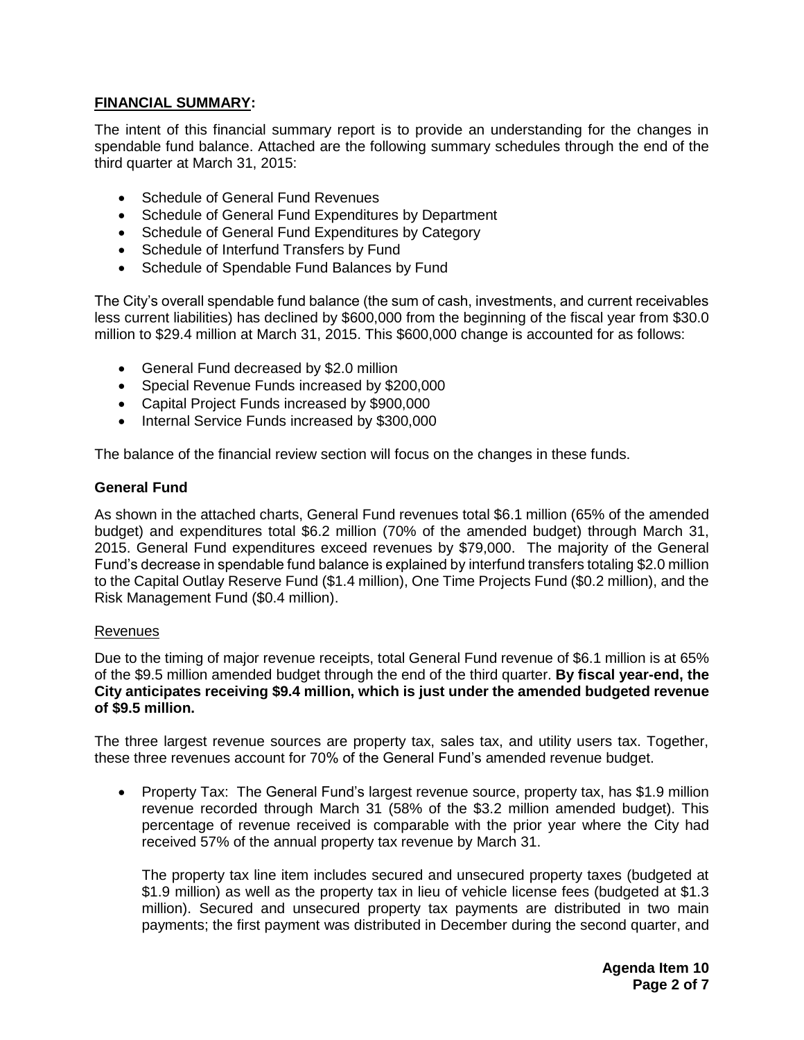**<u>FINANCIAL SUMMARY</u>:**

The intent of this financial summary report is to provide an understanding for the changes in spendable fund balance. Attached are the following summary schedules through the end of the third quarter at March 31, 2015:

- Schedule of General Fund Revenues
- Schedule of General Fund Expenditures by Department
- Schedule of General Fund Expenditures by Category
- Schedule of Interfund Transfers by Fund
- Schedule of Spendable Fund Balances by Fund

The City's overall spendable fund balance (the sum of cash, investments, and current receivables less current liabilities) has declined by $600,000 from the beginning of the fiscal year from $30.0 million to $29.4 million at March 31, 2015. This $600,000 change is accounted for as follows:

- General Fund decreased by $2.0 million
- Special Revenue Funds increased by $200,000
- Capital Project Funds increased by $900,000
- Internal Service Funds increased by $300,000

The balance of the financial review section will focus on the changes in these funds.

**General Fund**

As shown in the attached charts, General Fund revenues total $6.1 million (65% of the amended budget) and expenditures total $6.2 million (70% of the amended budget) through March 31, 2015. General Fund expenditures exceed revenues by $79,000. The majority of the General Fund's decrease in spendable fund balance is explained by interfund transfers totaling $2.0 million to the Capital Outlay Reserve Fund ($1.4 million), One Time Projects Fund ($0.2 million), and the Risk Management Fund ($0.4 million).

<u>Revenues</u>

Due to the timing of major revenue receipts, total General Fund revenue of $6.1 million is at 65% of the $9.5 million amended budget through the end of the third quarter. **By fiscal year-end, the City anticipates receiving $9.4 million, which is just under the amended budgeted revenue of $9.5 million.**

The three largest revenue sources are property tax, sales tax, and utility users tax. Together, these three revenues account for 70% of the General Fund's amended revenue budget.

- Property Tax: The General Fund's largest revenue source, property tax, has $1.9 million revenue recorded through March 31 (58% of the $3.2 million amended budget). This percentage of revenue received is comparable with the prior year where the City had received 57% of the annual property tax revenue by March 31.

  The property tax line item includes secured and unsecured property taxes (budgeted at $1.9 million) as well as the property tax in lieu of vehicle license fees (budgeted at $1.3 million). Secured and unsecured property tax payments are distributed in two main payments; the first payment was distributed in December during the second quarter, and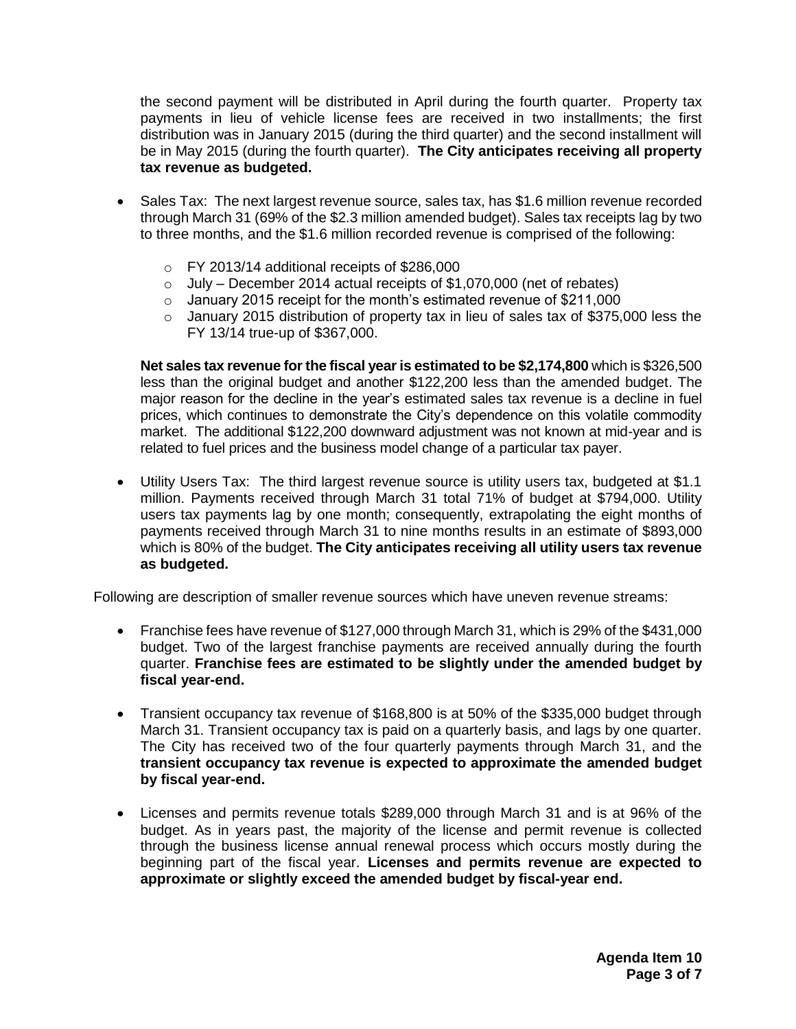the second payment will be distributed in April during the fourth quarter. Property tax payments in lieu of vehicle license fees are received in two installments; the first distribution was in January 2015 (during the third quarter) and the second installment will be in May 2015 (during the fourth quarter). **The City anticipates receiving all property tax revenue as budgeted.**

- Sales Tax: The next largest revenue source, sales tax, has $1.6 million revenue recorded through March 31 (69% of the $2.3 million amended budget). Sales tax receipts lag by two to three months, and the $1.6 million recorded revenue is comprised of the following:
  - FY 2013/14 additional receipts of $286,000
  - July – December 2014 actual receipts of $1,070,000 (net of rebates)
  - January 2015 receipt for the month's estimated revenue of $211,000
  - January 2015 distribution of property tax in lieu of sales tax of $375,000 less the FY 13/14 true-up of $367,000.

  **Net sales tax revenue for the fiscal year is estimated to be $2,174,800** which is $326,500 less than the original budget and another $122,200 less than the amended budget. The major reason for the decline in the year's estimated sales tax revenue is a decline in fuel prices, which continues to demonstrate the City's dependence on this volatile commodity market. The additional $122,200 downward adjustment was not known at mid-year and is related to fuel prices and the business model change of a particular tax payer.

- Utility Users Tax: The third largest revenue source is utility users tax, budgeted at $1.1 million. Payments received through March 31 total 71% of budget at $794,000. Utility users tax payments lag by one month; consequently, extrapolating the eight months of payments received through March 31 to nine months results in an estimate of $893,000 which is 80% of the budget. **The City anticipates receiving all utility users tax revenue as budgeted.**

Following are description of smaller revenue sources which have uneven revenue streams:

- Franchise fees have revenue of $127,000 through March 31, which is 29% of the $431,000 budget. Two of the largest franchise payments are received annually during the fourth quarter. **Franchise fees are estimated to be slightly under the amended budget by fiscal year-end.**

- Transient occupancy tax revenue of $168,800 is at 50% of the $335,000 budget through March 31. Transient occupancy tax is paid on a quarterly basis, and lags by one quarter. The City has received two of the four quarterly payments through March 31, and the **transient occupancy tax revenue is expected to approximate the amended budget by fiscal year-end.**

- Licenses and permits revenue totals $289,000 through March 31 and is at 96% of the budget. As in years past, the majority of the license and permit revenue is collected through the business license annual renewal process which occurs mostly during the beginning part of the fiscal year. **Licenses and permits revenue are expected to approximate or slightly exceed the amended budget by fiscal-year end.**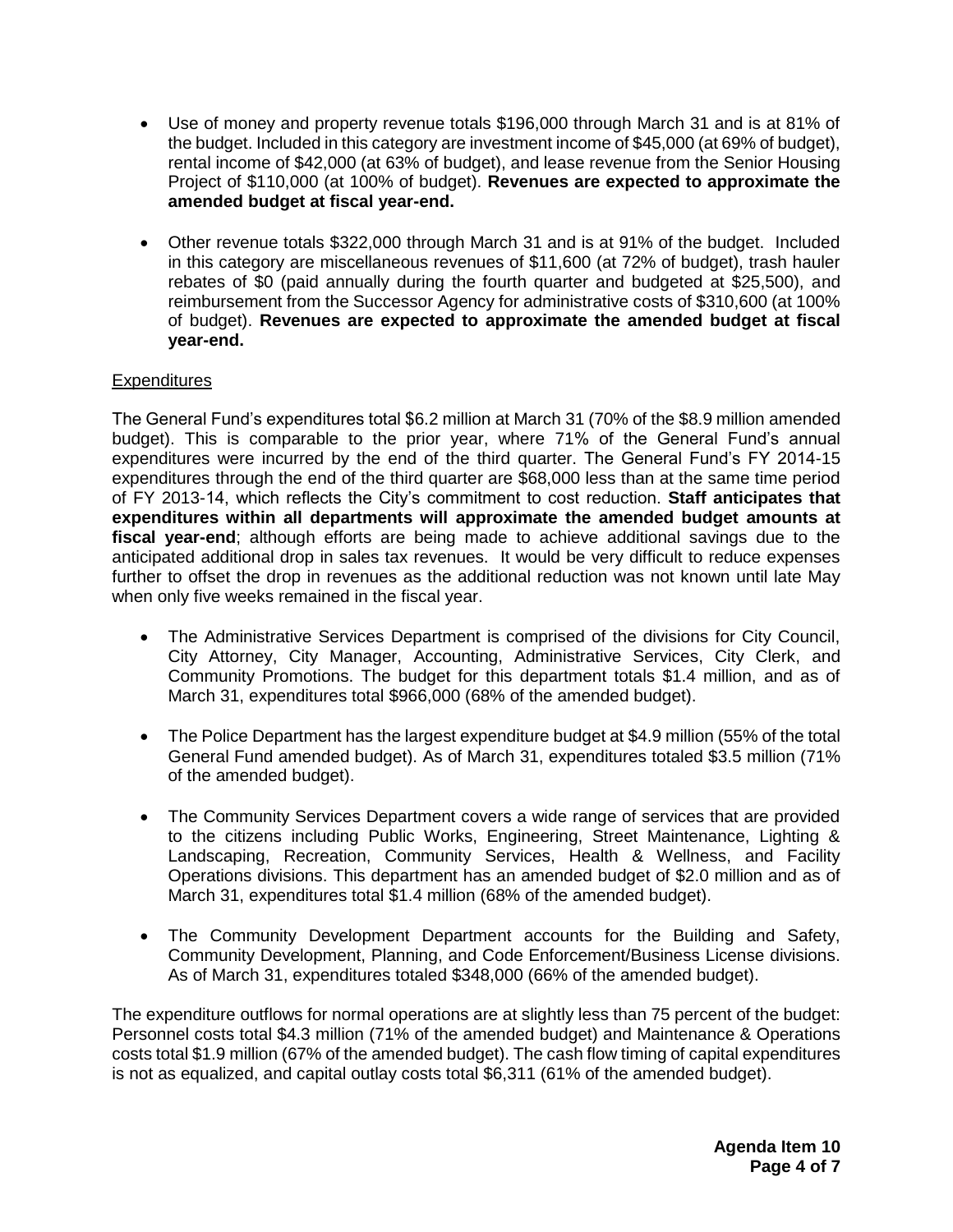- Use of money and property revenue totals $196,000 through March 31 and is at 81% of the budget. Included in this category are investment income of $45,000 (at 69% of budget), rental income of $42,000 (at 63% of budget), and lease revenue from the Senior Housing Project of $110,000 (at 100% of budget). **Revenues are expected to approximate the amended budget at fiscal year-end.**

- Other revenue totals $322,000 through March 31 and is at 91% of the budget. Included in this category are miscellaneous revenues of $11,600 (at 72% of budget), trash hauler rebates of $0 (paid annually during the fourth quarter and budgeted at $25,500), and reimbursement from the Successor Agency for administrative costs of $310,600 (at 100% of budget). **Revenues are expected to approximate the amended budget at fiscal year-end.**

Expenditures

The General Fund's expenditures total $6.2 million at March 31 (70% of the $8.9 million amended budget). This is comparable to the prior year, where 71% of the General Fund's annual expenditures were incurred by the end of the third quarter. The General Fund's FY 2014-15 expenditures through the end of the third quarter are $68,000 less than at the same time period of FY 2013-14, which reflects the City's commitment to cost reduction. **Staff anticipates that expenditures within all departments will approximate the amended budget amounts at fiscal year-end**; although efforts are being made to achieve additional savings due to the anticipated additional drop in sales tax revenues. It would be very difficult to reduce expenses further to offset the drop in revenues as the additional reduction was not known until late May when only five weeks remained in the fiscal year.

- The Administrative Services Department is comprised of the divisions for City Council, City Attorney, City Manager, Accounting, Administrative Services, City Clerk, and Community Promotions. The budget for this department totals $1.4 million, and as of March 31, expenditures total $966,000 (68% of the amended budget).

- The Police Department has the largest expenditure budget at $4.9 million (55% of the total General Fund amended budget). As of March 31, expenditures totaled $3.5 million (71% of the amended budget).

- The Community Services Department covers a wide range of services that are provided to the citizens including Public Works, Engineering, Street Maintenance, Lighting & Landscaping, Recreation, Community Services, Health & Wellness, and Facility Operations divisions. This department has an amended budget of $2.0 million and as of March 31, expenditures total $1.4 million (68% of the amended budget).

- The Community Development Department accounts for the Building and Safety, Community Development, Planning, and Code Enforcement/Business License divisions. As of March 31, expenditures totaled $348,000 (66% of the amended budget).

The expenditure outflows for normal operations are at slightly less than 75 percent of the budget: Personnel costs total $4.3 million (71% of the amended budget) and Maintenance & Operations costs total $1.9 million (67% of the amended budget). The cash flow timing of capital expenditures is not as equalized, and capital outlay costs total $6,311 (61% of the amended budget).

**Agenda Item 10**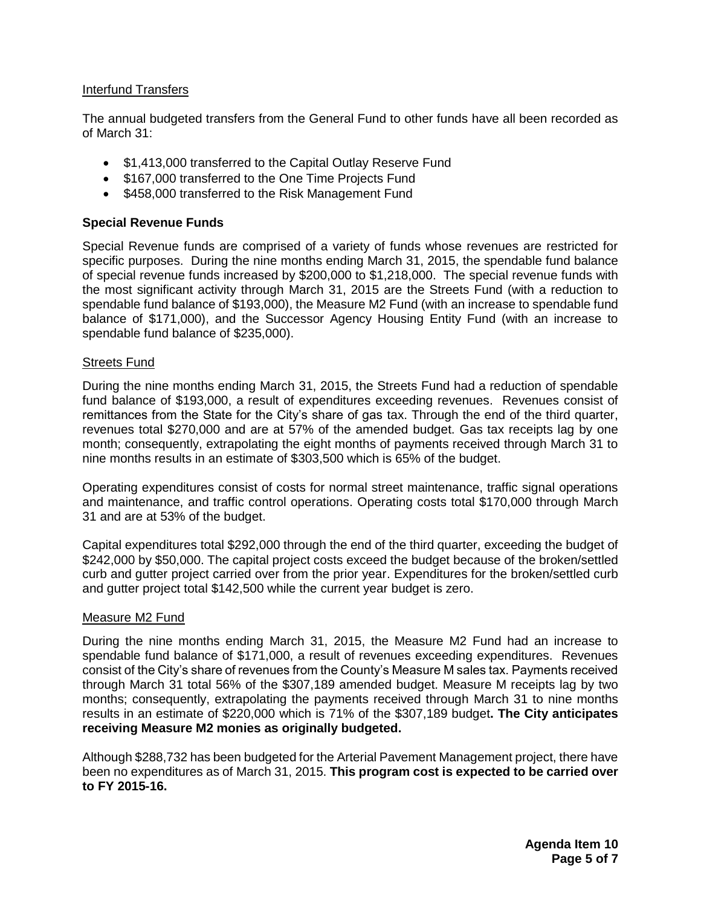Interfund Transfers

The annual budgeted transfers from the General Fund to other funds have all been recorded as of March 31:

- $1,413,000 transferred to the Capital Outlay Reserve Fund
- $167,000 transferred to the One Time Projects Fund
- $458,000 transferred to the Risk Management Fund

**Special Revenue Funds**

Special Revenue funds are comprised of a variety of funds whose revenues are restricted for specific purposes. During the nine months ending March 31, 2015, the spendable fund balance of special revenue funds increased by $200,000 to $1,218,000. The special revenue funds with the most significant activity through March 31, 2015 are the Streets Fund (with a reduction to spendable fund balance of $193,000), the Measure M2 Fund (with an increase to spendable fund balance of $171,000), and the Successor Agency Housing Entity Fund (with an increase to spendable fund balance of $235,000).

Streets Fund

During the nine months ending March 31, 2015, the Streets Fund had a reduction of spendable fund balance of $193,000, a result of expenditures exceeding revenues. Revenues consist of remittances from the State for the City's share of gas tax. Through the end of the third quarter, revenues total $270,000 and are at 57% of the amended budget. Gas tax receipts lag by one month; consequently, extrapolating the eight months of payments received through March 31 to nine months results in an estimate of $303,500 which is 65% of the budget.

Operating expenditures consist of costs for normal street maintenance, traffic signal operations and maintenance, and traffic control operations. Operating costs total $170,000 through March 31 and are at 53% of the budget.

Capital expenditures total $292,000 through the end of the third quarter, exceeding the budget of $242,000 by $50,000. The capital project costs exceed the budget because of the broken/settled curb and gutter project carried over from the prior year. Expenditures for the broken/settled curb and gutter project total $142,500 while the current year budget is zero.

Measure M2 Fund

During the nine months ending March 31, 2015, the Measure M2 Fund had an increase to spendable fund balance of $171,000, a result of revenues exceeding expenditures. Revenues consist of the City's share of revenues from the County's Measure M sales tax. Payments received through March 31 total 56% of the $307,189 amended budget. Measure M receipts lag by two months; consequently, extrapolating the payments received through March 31 to nine months results in an estimate of $220,000 which is 71% of the $307,189 budget**. The City anticipates receiving Measure M2 monies as originally budgeted.**

Although $288,732 has been budgeted for the Arterial Pavement Management project, there have been no expenditures as of March 31, 2015. **This program cost is expected to be carried over to FY 2015-16.**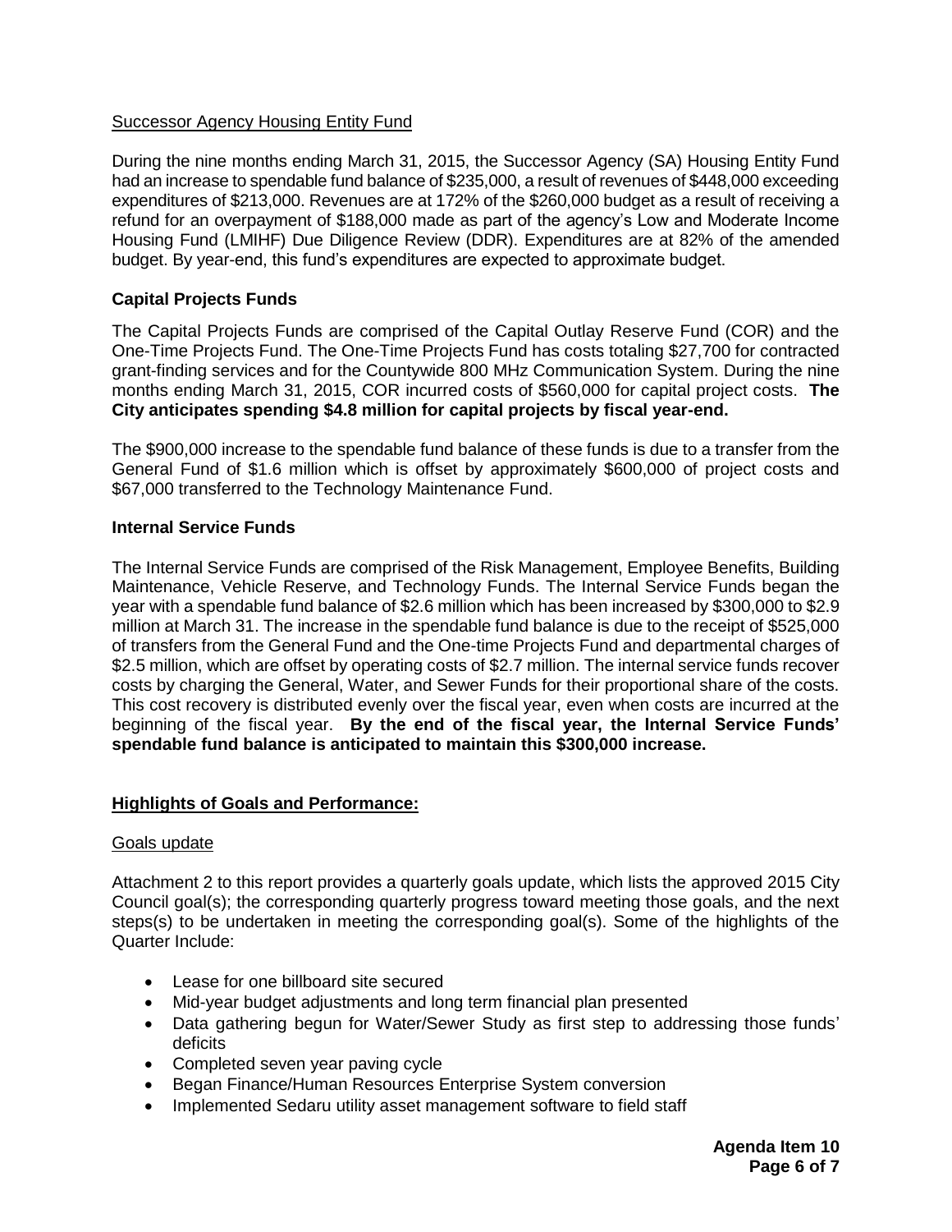Successor Agency Housing Entity Fund

During the nine months ending March 31, 2015, the Successor Agency (SA) Housing Entity Fund had an increase to spendable fund balance of $235,000, a result of revenues of $448,000 exceeding expenditures of $213,000. Revenues are at 172% of the $260,000 budget as a result of receiving a refund for an overpayment of $188,000 made as part of the agency's Low and Moderate Income Housing Fund (LMIHF) Due Diligence Review (DDR). Expenditures are at 82% of the amended budget. By year-end, this fund's expenditures are expected to approximate budget.

**Capital Projects Funds**

The Capital Projects Funds are comprised of the Capital Outlay Reserve Fund (COR) and the One-Time Projects Fund. The One-Time Projects Fund has costs totaling $27,700 for contracted grant-finding services and for the Countywide 800 MHz Communication System. During the nine months ending March 31, 2015, COR incurred costs of $560,000 for capital project costs. **The City anticipates spending $4.8 million for capital projects by fiscal year-end.**

The $900,000 increase to the spendable fund balance of these funds is due to a transfer from the General Fund of $1.6 million which is offset by approximately $600,000 of project costs and $67,000 transferred to the Technology Maintenance Fund.

**Internal Service Funds**

The Internal Service Funds are comprised of the Risk Management, Employee Benefits, Building Maintenance, Vehicle Reserve, and Technology Funds. The Internal Service Funds began the year with a spendable fund balance of $2.6 million which has been increased by $300,000 to $2.9 million at March 31. The increase in the spendable fund balance is due to the receipt of $525,000 of transfers from the General Fund and the One-time Projects Fund and departmental charges of $2.5 million, which are offset by operating costs of $2.7 million. The internal service funds recover costs by charging the General, Water, and Sewer Funds for their proportional share of the costs. This cost recovery is distributed evenly over the fiscal year, even when costs are incurred at the beginning of the fiscal year. **By the end of the fiscal year, the Internal Service Funds' spendable fund balance is anticipated to maintain this $300,000 increase.**

**Highlights of Goals and Performance:**

Goals update

Attachment 2 to this report provides a quarterly goals update, which lists the approved 2015 City Council goal(s); the corresponding quarterly progress toward meeting those goals, and the next steps(s) to be undertaken in meeting the corresponding goal(s). Some of the highlights of the Quarter Include:

- Lease for one billboard site secured
- Mid-year budget adjustments and long term financial plan presented
- Data gathering begun for Water/Sewer Study as first step to addressing those funds' deficits
- Completed seven year paving cycle
- Began Finance/Human Resources Enterprise System conversion
- Implemented Sedaru utility asset management software to field staff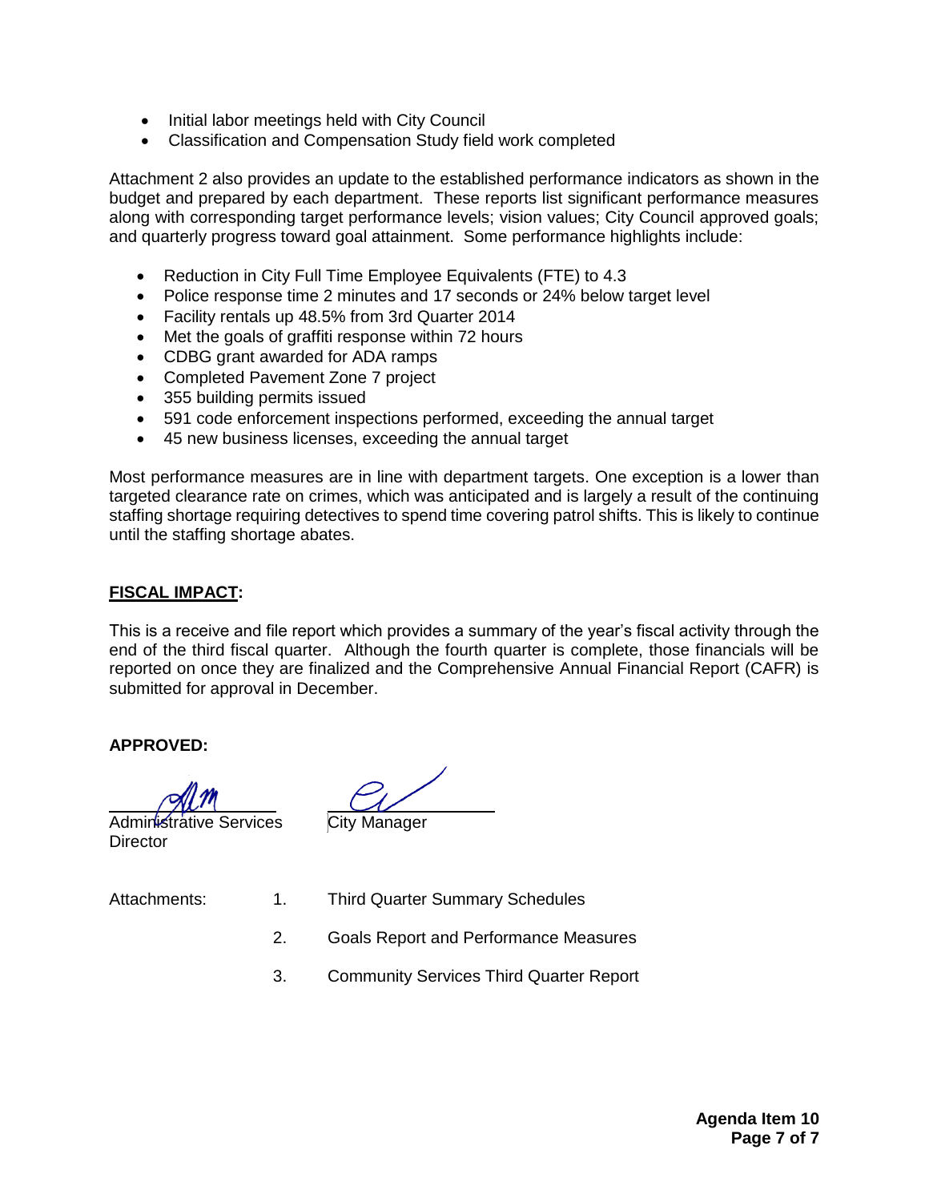- Initial labor meetings held with City Council
- Classification and Compensation Study field work completed

Attachment 2 also provides an update to the established performance indicators as shown in the budget and prepared by each department. These reports list significant performance measures along with corresponding target performance levels; vision values; City Council approved goals; and quarterly progress toward goal attainment. Some performance highlights include:

- Reduction in City Full Time Employee Equivalents (FTE) to 4.3
- Police response time 2 minutes and 17 seconds or 24% below target level
- Facility rentals up 48.5% from 3rd Quarter 2014
- Met the goals of graffiti response within 72 hours
- CDBG grant awarded for ADA ramps
- Completed Pavement Zone 7 project
- 355 building permits issued
- 591 code enforcement inspections performed, exceeding the annual target
- 45 new business licenses, exceeding the annual target

Most performance measures are in line with department targets. One exception is a lower than targeted clearance rate on crimes, which was anticipated and is largely a result of the continuing staffing shortage requiring detectives to spend time covering patrol shifts. This is likely to continue until the staffing shortage abates.

## FISCAL IMPACT:

This is a receive and file report which provides a summary of the year's fiscal activity through the end of the third fiscal quarter. Although the fourth quarter is complete, those financials will be reported on once they are finalized and the Comprehensive Annual Financial Report (CAFR) is submitted for approval in December.

**APPROVED:**

Administrative Services Director

City Manager

Attachments:
1. Third Quarter Summary Schedules
2. Goals Report and Performance Measures
3. Community Services Third Quarter Report

**Agenda Item 10**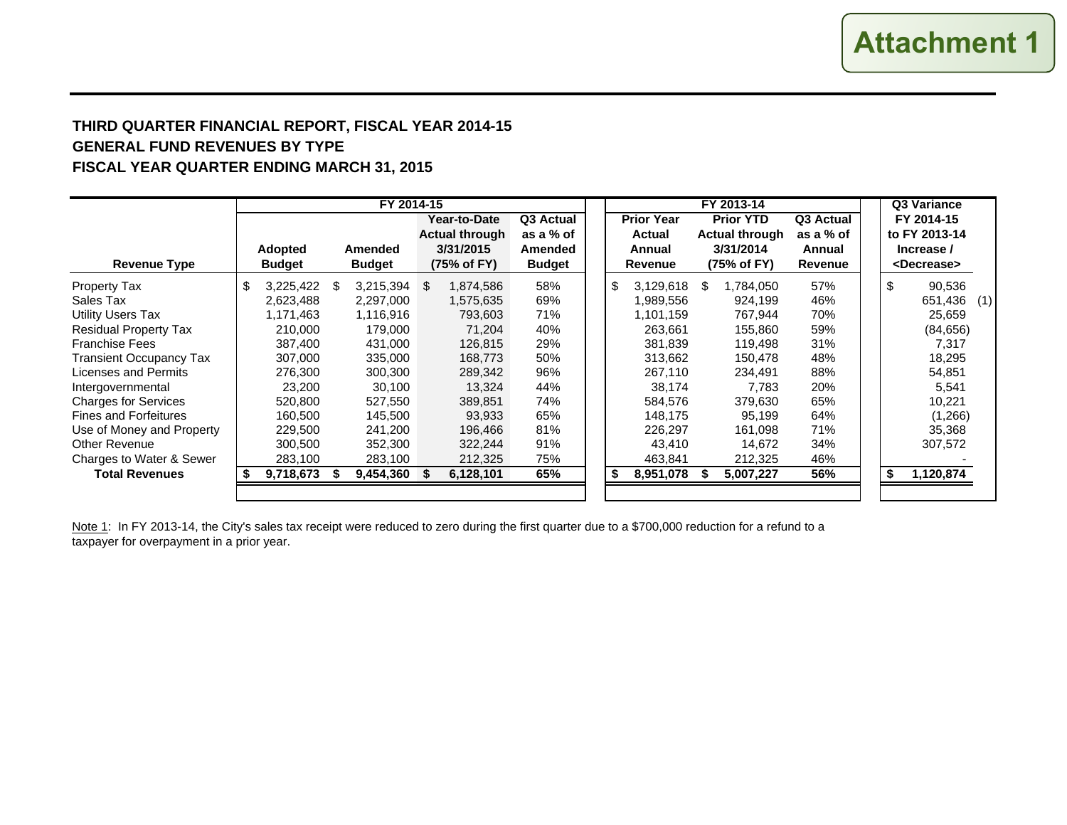Attachment 1

**THIRD QUARTER FINANCIAL REPORT, FISCAL YEAR 2014-15**
**GENERAL FUND REVENUES BY TYPE**
**FISCAL YEAR QUARTER ENDING MARCH 31, 2015**

| Revenue Type | FY 2014-15 Adopted Budget | FY 2014-15 Amended Budget | FY 2014-15 Year-to-Date Actual through 3/31/2015 (75% of FY) | FY 2014-15 Q3 Actual as a % of Amended Budget | FY 2013-14 Prior Year Actual Annual Revenue | FY 2013-14 Prior YTD Actual through 3/31/2014 (75% of FY) | FY 2013-14 Q3 Actual as a % of Annual Revenue | Q3 Variance FY 2014-15 to FY 2013-14 Increase / <Decrease> |
|---|---|---|---|---|---|---|---|---|
| Property Tax | $ 3,225,422 | $ 3,215,394 | $ 1,874,586 | 58% | $ 3,129,618 | $ 1,784,050 | 57% | $ 90,536 |
| Sales Tax | 2,623,488 | 2,297,000 | 1,575,635 | 69% | 1,989,556 | 924,199 | 46% | 651,436 (1) |
| Utility Users Tax | 1,171,463 | 1,116,916 | 793,603 | 71% | 1,101,159 | 767,944 | 70% | 25,659 |
| Residual Property Tax | 210,000 | 179,000 | 71,204 | 40% | 263,661 | 155,860 | 59% | (84,656) |
| Franchise Fees | 387,400 | 431,000 | 126,815 | 29% | 381,839 | 119,498 | 31% | 7,317 |
| Transient Occupancy Tax | 307,000 | 335,000 | 168,773 | 50% | 313,662 | 150,478 | 48% | 18,295 |
| Licenses and Permits | 276,300 | 300,300 | 289,342 | 96% | 267,110 | 234,491 | 88% | 54,851 |
| Intergovernmental | 23,200 | 30,100 | 13,324 | 44% | 38,174 | 7,783 | 20% | 5,541 |
| Charges for Services | 520,800 | 527,550 | 389,851 | 74% | 584,576 | 379,630 | 65% | 10,221 |
| Fines and Forfeitures | 160,500 | 145,500 | 93,933 | 65% | 148,175 | 95,199 | 64% | (1,266) |
| Use of Money and Property | 229,500 | 241,200 | 196,466 | 81% | 226,297 | 161,098 | 71% | 35,368 |
| Other Revenue | 300,500 | 352,300 | 322,244 | 91% | 43,410 | 14,672 | 34% | 307,572 |
| Charges to Water & Sewer | 283,100 | 283,100 | 212,325 | 75% | 463,841 | 212,325 | 46% | - |
| **Total Revenues** | **$ 9,718,673** | **$ 9,454,360** | **$ 6,128,101** | **65%** | **$ 8,951,078** | **$ 5,007,227** | **56%** | **$ 1,120,874** |

Note 1: In FY 2013-14, the City's sales tax receipt were reduced to zero during the first quarter due to a $700,000 reduction for a refund to a taxpayer for overpayment in a prior year.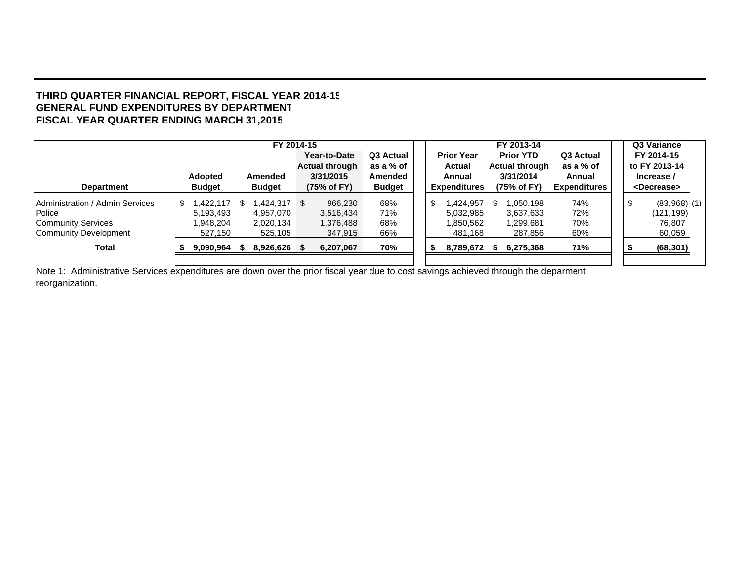**THIRD QUARTER FINANCIAL REPORT, FISCAL YEAR 2014-15**
**GENERAL FUND EXPENDITURES BY DEPARTMENT**
**FISCAL YEAR QUARTER ENDING MARCH 31,2015**

| | FY 2014-15 | | | | FY 2013-14 | | | Q3 Variance |
|---|---|---|---|---|---|---|---|---|
| **Department** | **Adopted Budget** | **Amended Budget** | **Year-to-Date Actual through 3/31/2015 (75% of FY)** | **Q3 Actual as a % of Amended Budget** | **Prior Year Actual Annual Expenditures** | **Prior YTD Actual through 3/31/2014 (75% of FY)** | **Q3 Actual as a % of Annual Expenditures** | **FY 2014-15 to FY 2013-14 Increase / <Decrease>** |
| Administration / Admin Services | $ 1,422,117 | $ 1,424,317 | $ 966,230 | 68% | $ 1,424,957 | $ 1,050,198 | 74% | $ (83,968) (1) |
| Police | 5,193,493 | 4,957,070 | 3,516,434 | 71% | 5,032,985 | 3,637,633 | 72% | (121,199) |
| Community Services | 1,948,204 | 2,020,134 | 1,376,488 | 68% | 1,850,562 | 1,299,681 | 70% | 76,807 |
| Community Development | 527,150 | 525,105 | 347,915 | 66% | 481,168 | 287,856 | 60% | 60,059 |
| **Total** | **$ 9,090,964** | **$ 8,926,626** | **$ 6,207,067** | **70%** | **$ 8,789,672** | **$ 6,275,368** | **71%** | **$ (68,301)** |

Note 1: Administrative Services expenditures are down over the prior fiscal year due to cost savings achieved through the deparment reorganization.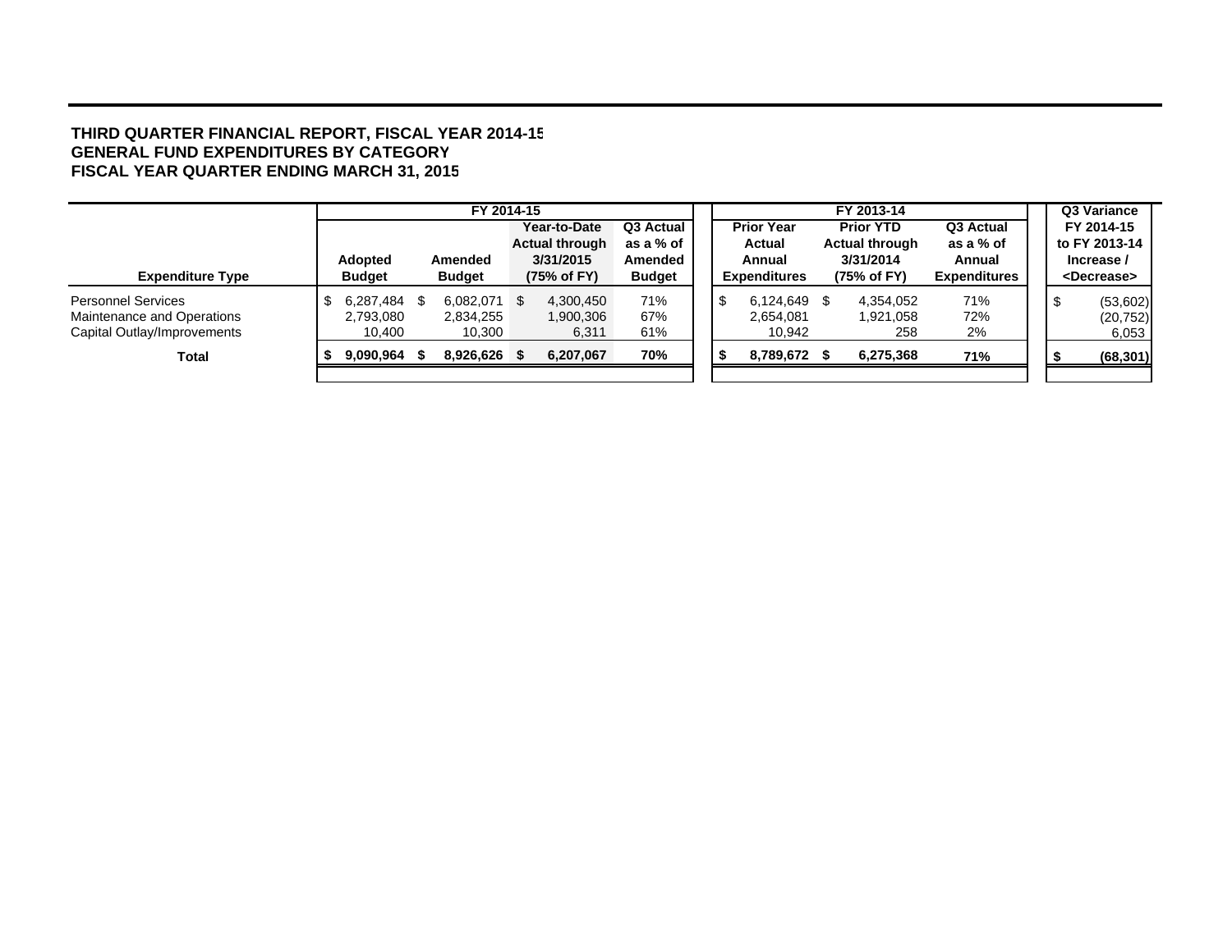**THIRD QUARTER FINANCIAL REPORT, FISCAL YEAR 2014-15**
**GENERAL FUND EXPENDITURES BY CATEGORY**
**FISCAL YEAR QUARTER ENDING MARCH 31, 2015**

| | FY 2014-15 | | | | FY 2013-14 | | | Q3 Variance |
|---|---|---|---|---|---|---|---|---|
| **Expenditure Type** | **Adopted Budget** | **Amended Budget** | **Year-to-Date Actual through 3/31/2015 (75% of FY)** | **Q3 Actual as a % of Amended Budget** | **Prior Year Actual Annual Expenditures** | **Prior YTD Actual through 3/31/2014 (75% of FY)** | **Q3 Actual as a % of Annual Expenditures** | **FY 2014-15 to FY 2013-14 Increase / <Decrease>** |
| Personnel Services | $ 6,287,484 | $ 6,082,071 | $ 4,300,450 | 71% | $ 6,124,649 | $ 4,354,052 | 71% | $ (53,602) |
| Maintenance and Operations | 2,793,080 | 2,834,255 | 1,900,306 | 67% | 2,654,081 | 1,921,058 | 72% | (20,752) |
| Capital Outlay/Improvements | 10,400 | 10,300 | 6,311 | 61% | 10,942 | 258 | 2% | 6,053 |
| **Total** | **$ 9,090,964** | **$ 8,926,626** | **$ 6,207,067** | **70%** | **$ 8,789,672** | **$ 6,275,368** | **71%** | **$ (68,301)** |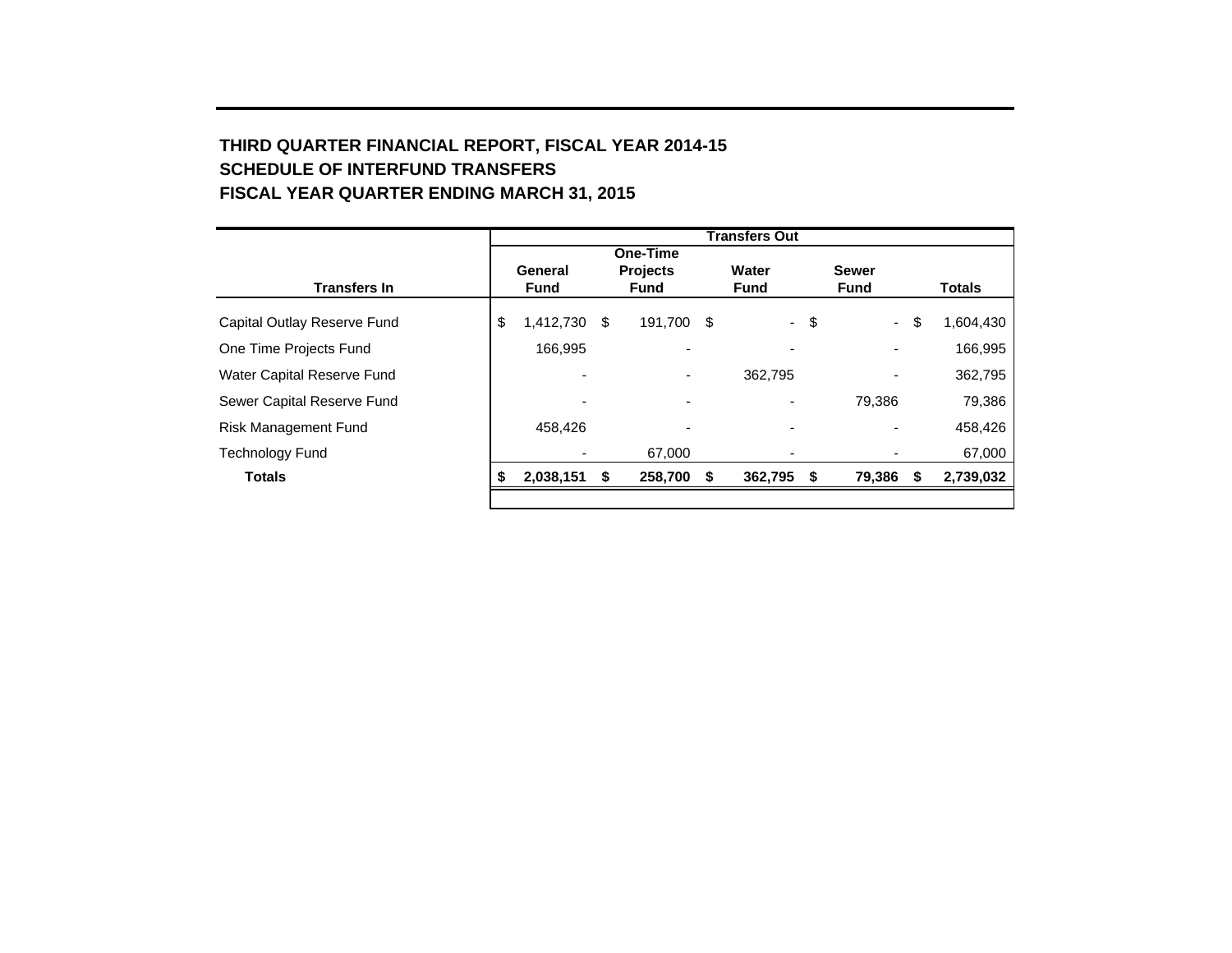**THIRD QUARTER FINANCIAL REPORT, FISCAL YEAR 2014-15**
**SCHEDULE OF INTERFUND TRANSFERS**
**FISCAL YEAR QUARTER ENDING MARCH 31, 2015**

| | Transfers Out | | | | |
|---|---|---|---|---|---|
| **Transfers In** | **General Fund** | **One-Time Projects Fund** | **Water Fund** | **Sewer Fund** | **Totals** |
| Capital Outlay Reserve Fund | $ 1,412,730 | $ 191,700 | $ - | $ - | $ 1,604,430 |
| One Time Projects Fund | 166,995 | - | - | - | 166,995 |
| Water Capital Reserve Fund | - | - | 362,795 | - | 362,795 |
| Sewer Capital Reserve Fund | - | - | - | 79,386 | 79,386 |
| Risk Management Fund | 458,426 | - | - | - | 458,426 |
| Technology Fund | - | 67,000 | - | - | 67,000 |
| **Totals** | **$ 2,038,151** | **$ 258,700** | **$ 362,795** | **$ 79,386** | **$ 2,739,032** |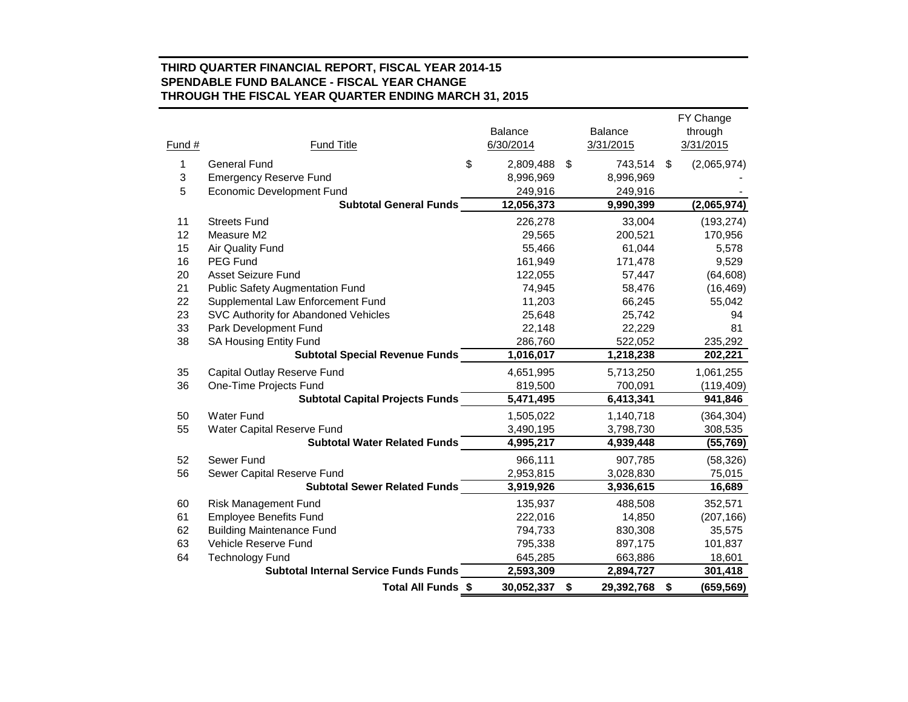**THIRD QUARTER FINANCIAL REPORT, FISCAL YEAR 2014-15**
**SPENDABLE FUND BALANCE - FISCAL YEAR CHANGE**
**THROUGH THE FISCAL YEAR QUARTER ENDING MARCH 31, 2015**

| Fund # | Fund Title | Balance 6/30/2014 | Balance 3/31/2015 | FY Change through 3/31/2015 |
|---|---|---|---|---|
| 1 | General Fund | $ 2,809,488 | $ 743,514 | $ (2,065,974) |
| 3 | Emergency Reserve Fund | 8,996,969 | 8,996,969 | - |
| 5 | Economic Development Fund | 249,916 | 249,916 | - |
| | **Subtotal General Funds** | **12,056,373** | **9,990,399** | **(2,065,974)** |
| 11 | Streets Fund | 226,278 | 33,004 | (193,274) |
| 12 | Measure M2 | 29,565 | 200,521 | 170,956 |
| 15 | Air Quality Fund | 55,466 | 61,044 | 5,578 |
| 16 | PEG Fund | 161,949 | 171,478 | 9,529 |
| 20 | Asset Seizure Fund | 122,055 | 57,447 | (64,608) |
| 21 | Public Safety Augmentation Fund | 74,945 | 58,476 | (16,469) |
| 22 | Supplemental Law Enforcement Fund | 11,203 | 66,245 | 55,042 |
| 23 | SVC Authority for Abandoned Vehicles | 25,648 | 25,742 | 94 |
| 33 | Park Development Fund | 22,148 | 22,229 | 81 |
| 38 | SA Housing Entity Fund | 286,760 | 522,052 | 235,292 |
| | **Subtotal Special Revenue Funds** | **1,016,017** | **1,218,238** | **202,221** |
| 35 | Capital Outlay Reserve Fund | 4,651,995 | 5,713,250 | 1,061,255 |
| 36 | One-Time Projects Fund | 819,500 | 700,091 | (119,409) |
| | **Subtotal Capital Projects Funds** | **5,471,495** | **6,413,341** | **941,846** |
| 50 | Water Fund | 1,505,022 | 1,140,718 | (364,304) |
| 55 | Water Capital Reserve Fund | 3,490,195 | 3,798,730 | 308,535 |
| | **Subtotal Water Related Funds** | **4,995,217** | **4,939,448** | **(55,769)** |
| 52 | Sewer Fund | 966,111 | 907,785 | (58,326) |
| 56 | Sewer Capital Reserve Fund | 2,953,815 | 3,028,830 | 75,015 |
| | **Subtotal Sewer Related Funds** | **3,919,926** | **3,936,615** | **16,689** |
| 60 | Risk Management Fund | 135,937 | 488,508 | 352,571 |
| 61 | Employee Benefits Fund | 222,016 | 14,850 | (207,166) |
| 62 | Building Maintenance Fund | 794,733 | 830,308 | 35,575 |
| 63 | Vehicle Reserve Fund | 795,338 | 897,175 | 101,837 |
| 64 | Technology Fund | 645,285 | 663,886 | 18,601 |
| | **Subtotal Internal Service Funds Funds** | **2,593,309** | **2,894,727** | **301,418** |
| | **Total All Funds** | **$ 30,052,337** | **$ 29,392,768** | **$ (659,569)** |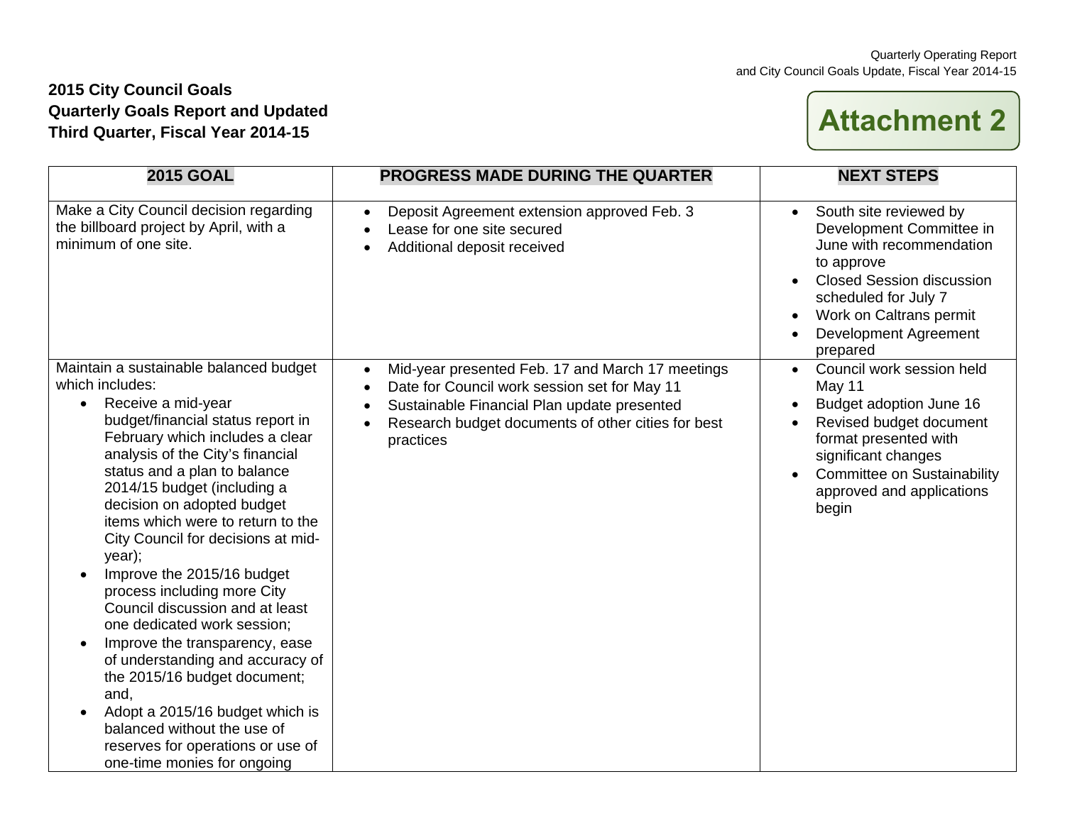**2015 City Council Goals**
**Quarterly Goals Report and Updated**
**Third Quarter, Fiscal Year 2014-15**

**Attachment 2**

| 2015 GOAL | PROGRESS MADE DURING THE QUARTER | NEXT STEPS |
|---|---|---|
| Make a City Council decision regarding the billboard project by April, with a minimum of one site. | • Deposit Agreement extension approved Feb. 3<br>• Lease for one site secured<br>• Additional deposit received | • South site reviewed by Development Committee in June with recommendation to approve<br>• Closed Session discussion scheduled for July 7<br>• Work on Caltrans permit<br>• Development Agreement prepared |
| Maintain a sustainable balanced budget which includes:<br>• Receive a mid-year budget/financial status report in February which includes a clear analysis of the City's financial status and a plan to balance 2014/15 budget (including a decision on adopted budget items which were to return to the City Council for decisions at mid-year);<br>• Improve the 2015/16 budget process including more City Council discussion and at least one dedicated work session;<br>• Improve the transparency, ease of understanding and accuracy of the 2015/16 budget document; and,<br>• Adopt a 2015/16 budget which is balanced without the use of reserves for operations or use of one-time monies for ongoing | • Mid-year presented Feb. 17 and March 17 meetings<br>• Date for Council work session set for May 11<br>• Sustainable Financial Plan update presented<br>• Research budget documents of other cities for best practices | • Council work session held May 11<br>• Budget adoption June 16<br>• Revised budget document format presented with significant changes<br>• Committee on Sustainability approved and applications begin |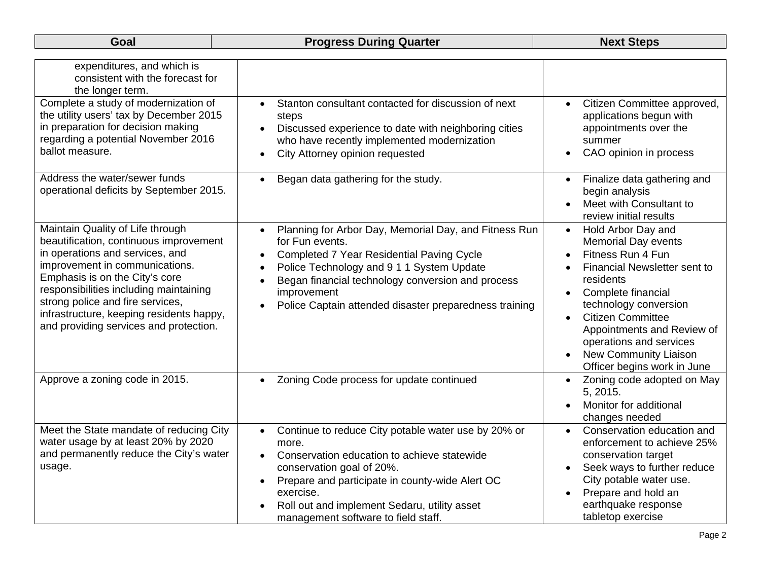| Goal | Progress During Quarter | Next Steps |
|---|---|---|
| expenditures, and which is consistent with the forecast for the longer term. | | |
| Complete a study of modernization of the utility users' tax by December 2015 in preparation for decision making regarding a potential November 2016 ballot measure. | • Stanton consultant contacted for discussion of next steps<br>• Discussed experience to date with neighboring cities who have recently implemented modernization<br>• City Attorney opinion requested | • Citizen Committee approved, applications begun with appointments over the summer<br>• CAO opinion in process |
| Address the water/sewer funds operational deficits by September 2015. | • Began data gathering for the study. | • Finalize data gathering and begin analysis<br>• Meet with Consultant to review initial results |
| Maintain Quality of Life through beautification, continuous improvement in operations and services, and improvement in communications. Emphasis is on the City's core responsibilities including maintaining strong police and fire services, infrastructure, keeping residents happy, and providing services and protection. | • Planning for Arbor Day, Memorial Day, and Fitness Run for Fun events.<br>• Completed 7 Year Residential Paving Cycle<br>• Police Technology and 9 1 1 System Update<br>• Began financial technology conversion and process improvement<br>• Police Captain attended disaster preparedness training | • Hold Arbor Day and Memorial Day events<br>• Fitness Run 4 Fun<br>• Financial Newsletter sent to residents<br>• Complete financial technology conversion<br>• Citizen Committee Appointments and Review of operations and services<br>• New Community Liaison Officer begins work in June |
| Approve a zoning code in 2015. | • Zoning Code process for update continued | • Zoning code adopted on May 5, 2015.<br>• Monitor for additional changes needed |
| Meet the State mandate of reducing City water usage by at least 20% by 2020 and permanently reduce the City's water usage. | • Continue to reduce City potable water use by 20% or more.<br>• Conservation education to achieve statewide conservation goal of 20%.<br>• Prepare and participate in county-wide Alert OC exercise.<br>• Roll out and implement Sedaru, utility asset management software to field staff. | • Conservation education and enforcement to achieve 25% conservation target<br>• Seek ways to further reduce City potable water use.<br>• Prepare and hold an earthquake response tabletop exercise |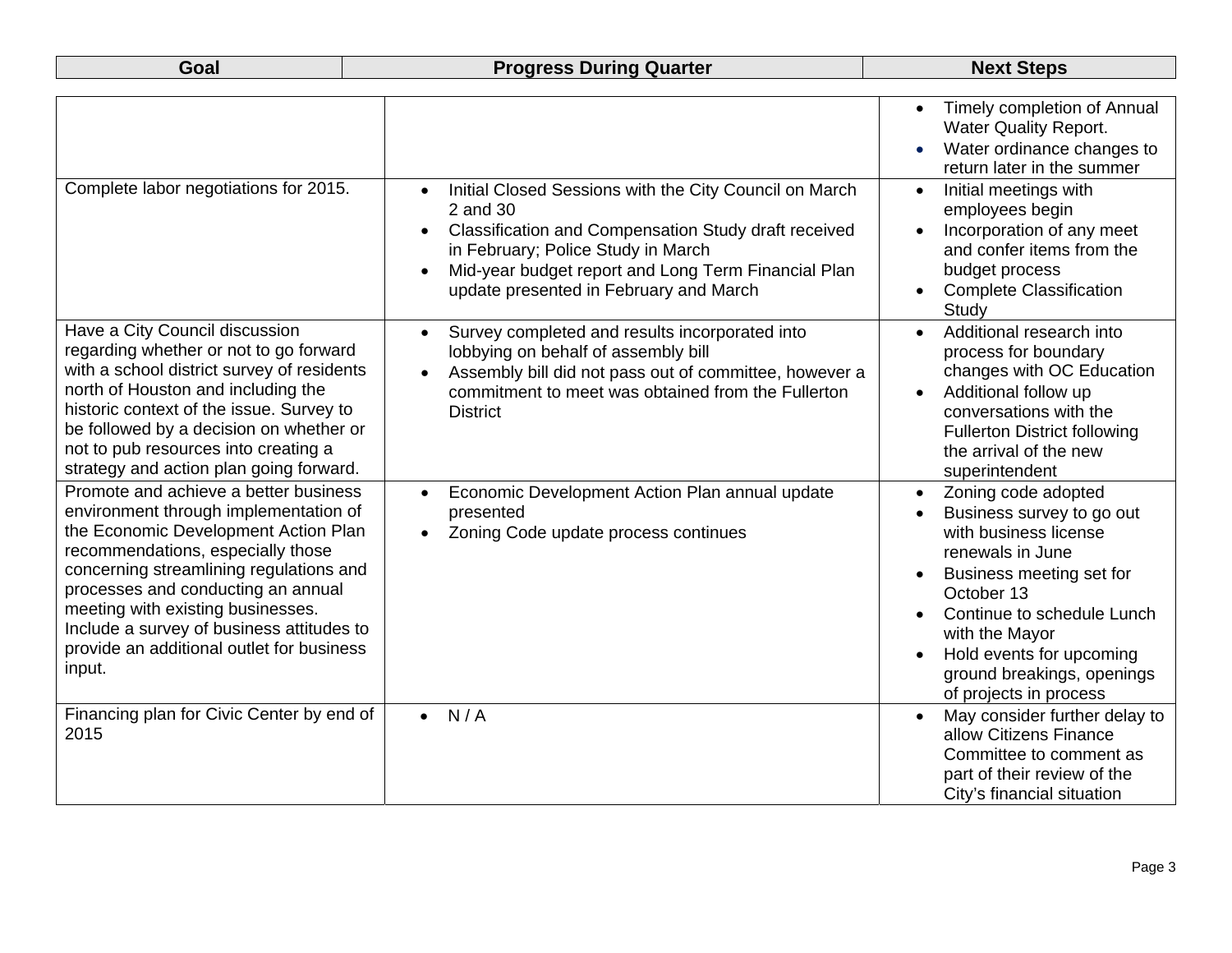| Goal | Progress During Quarter | Next Steps |
| --- | --- | --- |
| | | • Timely completion of Annual Water Quality Report.<br>• Water ordinance changes to return later in the summer |
| Complete labor negotiations for 2015. | • Initial Closed Sessions with the City Council on March 2 and 30<br>• Classification and Compensation Study draft received in February; Police Study in March<br>• Mid-year budget report and Long Term Financial Plan update presented in February and March | • Initial meetings with employees begin<br>• Incorporation of any meet and confer items from the budget process<br>• Complete Classification Study |
| Have a City Council discussion regarding whether or not to go forward with a school district survey of residents north of Houston and including the historic context of the issue. Survey to be followed by a decision on whether or not to pub resources into creating a strategy and action plan going forward. | • Survey completed and results incorporated into lobbying on behalf of assembly bill<br>• Assembly bill did not pass out of committee, however a commitment to meet was obtained from the Fullerton District | • Additional research into process for boundary changes with OC Education<br>• Additional follow up conversations with the Fullerton District following the arrival of the new superintendent |
| Promote and achieve a better business environment through implementation of the Economic Development Action Plan recommendations, especially those concerning streamlining regulations and processes and conducting an annual meeting with existing businesses. Include a survey of business attitudes to provide an additional outlet for business input. | • Economic Development Action Plan annual update presented<br>• Zoning Code update process continues | • Zoning code adopted<br>• Business survey to go out with business license renewals in June<br>• Business meeting set for October 13<br>• Continue to schedule Lunch with the Mayor<br>• Hold events for upcoming ground breakings, openings of projects in process |
| Financing plan for Civic Center by end of 2015 | • N / A | • May consider further delay to allow Citizens Finance Committee to comment as part of their review of the City's financial situation |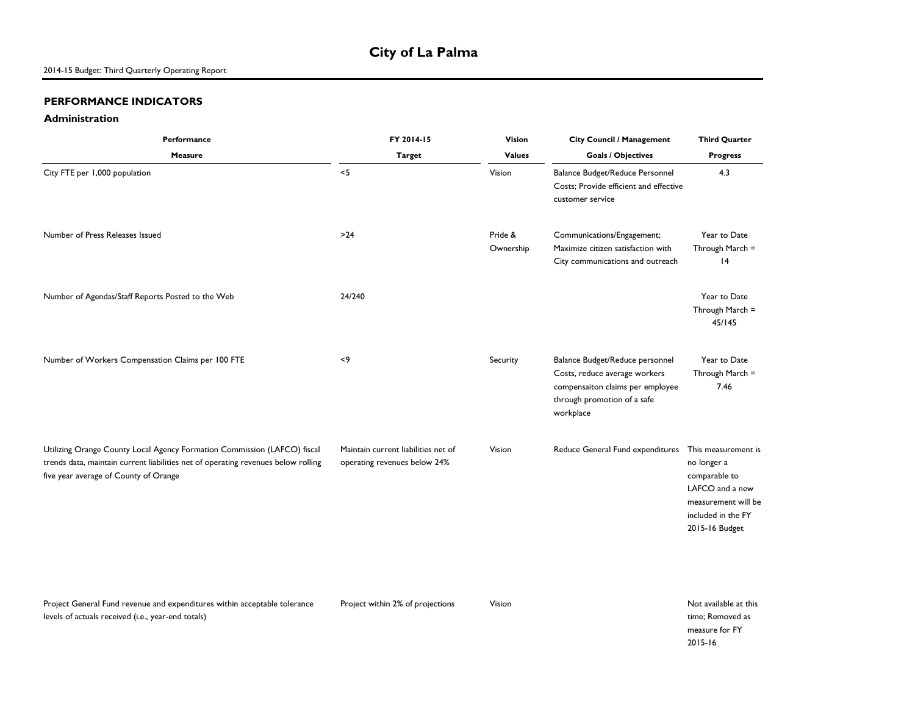# City of La Palma

2014-15 Budget: Third Quarterly Operating Report

## PERFORMANCE INDICATORS

### Administration

| Performance Measure | FY 2014-15 Target | Vision Values | City Council / Management Goals / Objectives | Third Quarter Progress |
|---|---|---|---|---|
| City FTE per 1,000 population | <5 | Vision | Balance Budget/Reduce Personnel Costs; Provide efficient and effective customer service | 4.3 |
| Number of Press Releases Issued | >24 | Pride & Ownership | Communications/Engagement; Maximize citizen satisfaction with City communications and outreach | Year to Date Through March = 14 |
| Number of Agendas/Staff Reports Posted to the Web | 24/240 | | | Year to Date Through March = 45/145 |
| Number of Workers Compensation Claims per 100 FTE | <9 | Security | Balance Budget/Reduce personnel Costs, reduce average workers compensaiton claims per employee through promotion of a safe workplace | Year to Date Through March = 7.46 |
| Utilizing Orange County Local Agency Formation Commission (LAFCO) fiscal trends data, maintain current liabilities net of operating revenues below rolling five year average of County of Orange | Maintain current liabilities net of operating revenues below 24% | Vision | Reduce General Fund expenditures | This measurement is no longer a comparable to LAFCO and a new measurement will be included in the FY 2015-16 Budget |
| Project General Fund revenue and expenditures within acceptable tolerance levels of actuals received (i.e., year-end totals) | Project within 2% of projections | Vision | | Not available at this time; Removed as measure for FY 2015-16 |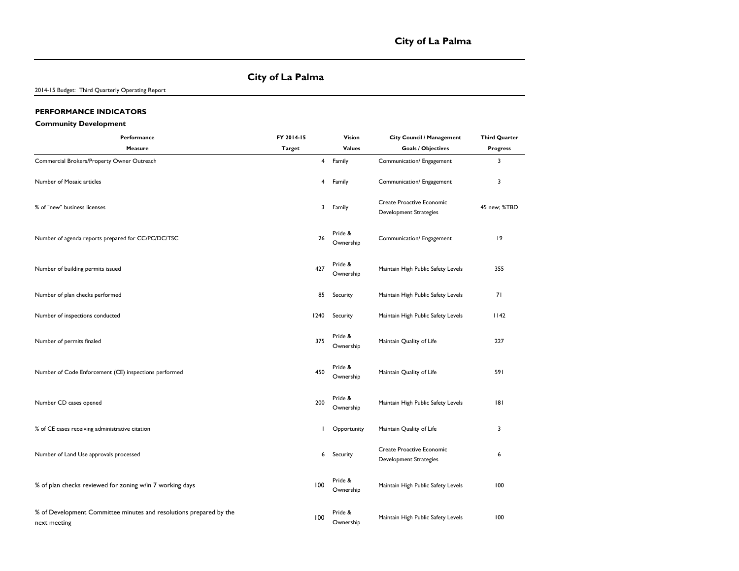# City of La Palma

2014-15 Budget: Third Quarterly Operating Report

## PERFORMANCE INDICATORS

### Community Development

| Performance Measure | FY 2014-15 Target | Vision Values | City Council / Management Goals / Objectives | Third Quarter Progress |
|---|---|---|---|---|
| Commercial Brokers/Property Owner Outreach | 4 | Family | Communication/ Engagement | 3 |
| Number of Mosaic articles | 4 | Family | Communication/ Engagement | 3 |
| % of "new" business licenses | 3 | Family | Create Proactive Economic Development Strategies | 45 new; %TBD |
| Number of agenda reports prepared for CC/PC/DC/TSC | 26 | Pride & Ownership | Communication/ Engagement | 19 |
| Number of building permits issued | 427 | Pride & Ownership | Maintain High Public Safety Levels | 355 |
| Number of plan checks performed | 85 | Security | Maintain High Public Safety Levels | 71 |
| Number of inspections conducted | 1240 | Security | Maintain High Public Safety Levels | 1142 |
| Number of permits finaled | 375 | Pride & Ownership | Maintain Quality of Life | 227 |
| Number of Code Enforcement (CE) inspections performed | 450 | Pride & Ownership | Maintain Quality of Life | 591 |
| Number CD cases opened | 200 | Pride & Ownership | Maintain High Public Safety Levels | 181 |
| % of CE cases receiving administrative citation | 1 | Opportunity | Maintain Quality of Life | 3 |
| Number of Land Use approvals processed | 6 | Security | Create Proactive Economic Development Strategies | 6 |
| % of plan checks reviewed for zoning w/in 7 working days | 100 | Pride & Ownership | Maintain High Public Safety Levels | 100 |
| % of Development Committee minutes and resolutions prepared by the next meeting | 100 | Pride & Ownership | Maintain High Public Safety Levels | 100 |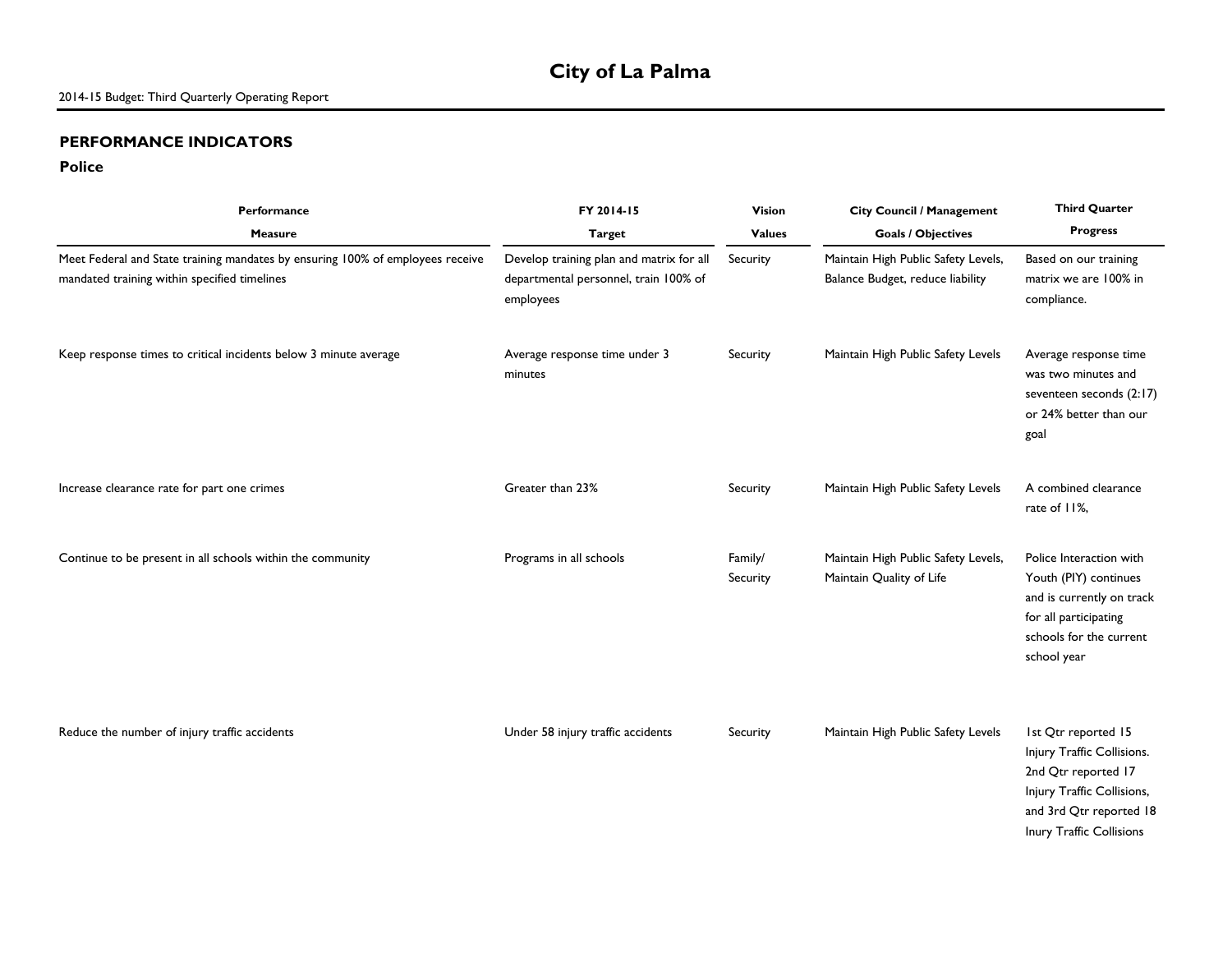# City of La Palma

2014-15 Budget: Third Quarterly Operating Report

## PERFORMANCE INDICATORS

### Police

| Performance Measure | FY 2014-15 Target | Vision Values | City Council / Management Goals / Objectives | Third Quarter Progress |
|---|---|---|---|---|
| Meet Federal and State training mandates by ensuring 100% of employees receive mandated training within specified timelines | Develop training plan and matrix for all departmental personnel, train 100% of employees | Security | Maintain High Public Safety Levels, Balance Budget, reduce liability | Based on our training matrix we are 100% in compliance. |
| Keep response times to critical incidents below 3 minute average | Average response time under 3 minutes | Security | Maintain High Public Safety Levels | Average response time was two minutes and seventeen seconds (2:17) or 24% better than our goal |
| Increase clearance rate for part one crimes | Greater than 23% | Security | Maintain High Public Safety Levels | A combined clearance rate of 11%, |
| Continue to be present in all schools within the community | Programs in all schools | Family/ Security | Maintain High Public Safety Levels, Maintain Quality of Life | Police Interaction with Youth (PIY) continues and is currently on track for all participating schools for the current school year |
| Reduce the number of injury traffic accidents | Under 58 injury traffic accidents | Security | Maintain High Public Safety Levels | 1st Qtr reported 15 Injury Traffic Collisions. 2nd Qtr reported 17 Injury Traffic Collisions, and 3rd Qtr reported 18 Inury Traffic Collisions |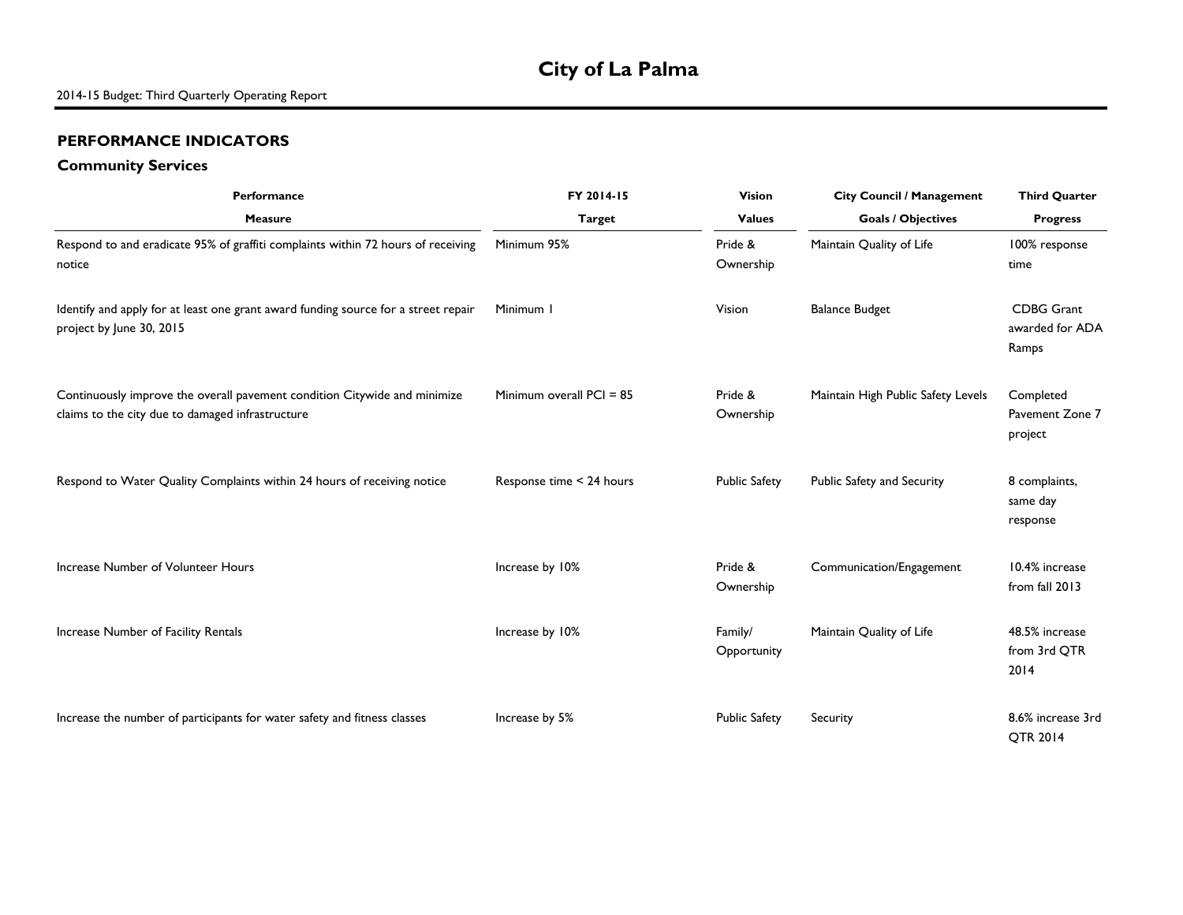# City of La Palma

2014-15 Budget: Third Quarterly Operating Report

## PERFORMANCE INDICATORS

### Community Services

| Performance Measure | FY 2014-15 Target | Vision Values | City Council / Management Goals / Objectives | Third Quarter Progress |
|---|---|---|---|---|
| Respond to and eradicate 95% of graffiti complaints within 72 hours of receiving notice | Minimum 95% | Pride & Ownership | Maintain Quality of Life | 100% response time |
| Identify and apply for at least one grant award funding source for a street repair project by June 30, 2015 | Minimum 1 | Vision | Balance Budget | CDBG Grant awarded for ADA Ramps |
| Continuously improve the overall pavement condition Citywide and minimize claims to the city due to damaged infrastructure | Minimum overall PCI = 85 | Pride & Ownership | Maintain High Public Safety Levels | Completed Pavement Zone 7 project |
| Respond to Water Quality Complaints within 24 hours of receiving notice | Response time < 24 hours | Public Safety | Public Safety and Security | 8 complaints, same day response |
| Increase Number of Volunteer Hours | Increase by 10% | Pride & Ownership | Communication/Engagement | 10.4% increase from fall 2013 |
| Increase Number of Facility Rentals | Increase by 10% | Family/ Opportunity | Maintain Quality of Life | 48.5% increase from 3rd QTR 2014 |
| Increase the number of participants for water safety and fitness classes | Increase by 5% | Public Safety | Security | 8.6% increase 3rd QTR 2014 |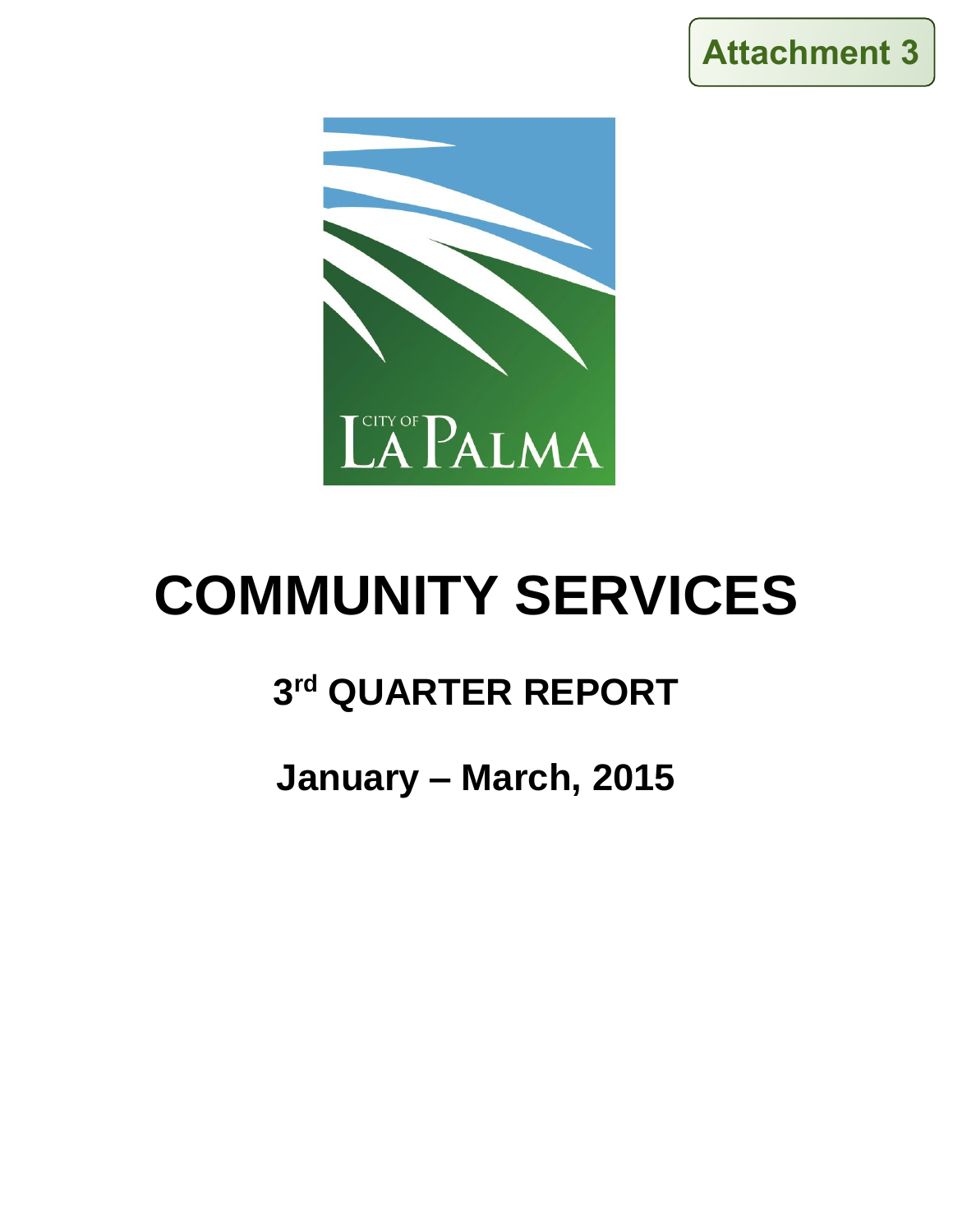Attachment 3

# COMMUNITY SERVICES

## 3rd QUARTER REPORT

## January – March, 2015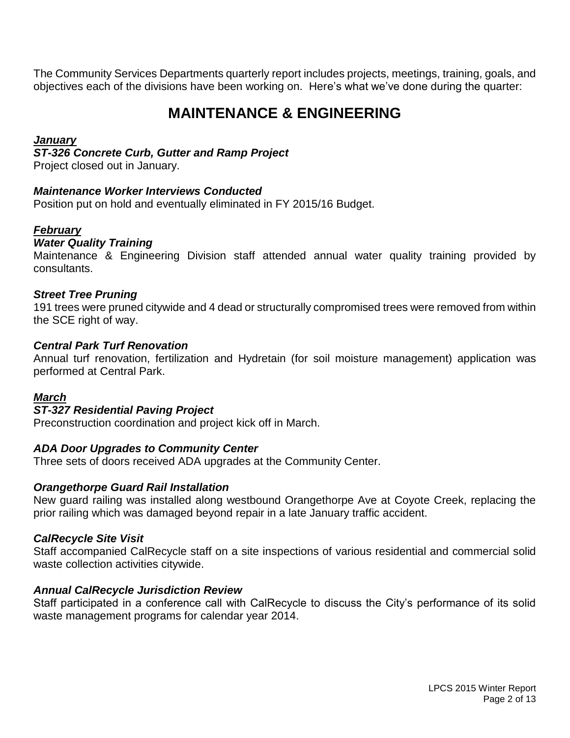The Community Services Departments quarterly report includes projects, meetings, training, goals, and objectives each of the divisions have been working on. Here's what we've done during the quarter:

# MAINTENANCE & ENGINEERING

***January***

***ST-326 Concrete Curb, Gutter and Ramp Project***

Project closed out in January.

***Maintenance Worker Interviews Conducted***

Position put on hold and eventually eliminated in FY 2015/16 Budget.

***February***

***Water Quality Training***

Maintenance & Engineering Division staff attended annual water quality training provided by consultants.

***Street Tree Pruning***

191 trees were pruned citywide and 4 dead or structurally compromised trees were removed from within the SCE right of way.

***Central Park Turf Renovation***

Annual turf renovation, fertilization and Hydretain (for soil moisture management) application was performed at Central Park.

***March***

***ST-327 Residential Paving Project***

Preconstruction coordination and project kick off in March.

***ADA Door Upgrades to Community Center***

Three sets of doors received ADA upgrades at the Community Center.

***Orangethorpe Guard Rail Installation***

New guard railing was installed along westbound Orangethorpe Ave at Coyote Creek, replacing the prior railing which was damaged beyond repair in a late January traffic accident.

***CalRecycle Site Visit***

Staff accompanied CalRecycle staff on a site inspections of various residential and commercial solid waste collection activities citywide.

***Annual CalRecycle Jurisdiction Review***

Staff participated in a conference call with CalRecycle to discuss the City's performance of its solid waste management programs for calendar year 2014.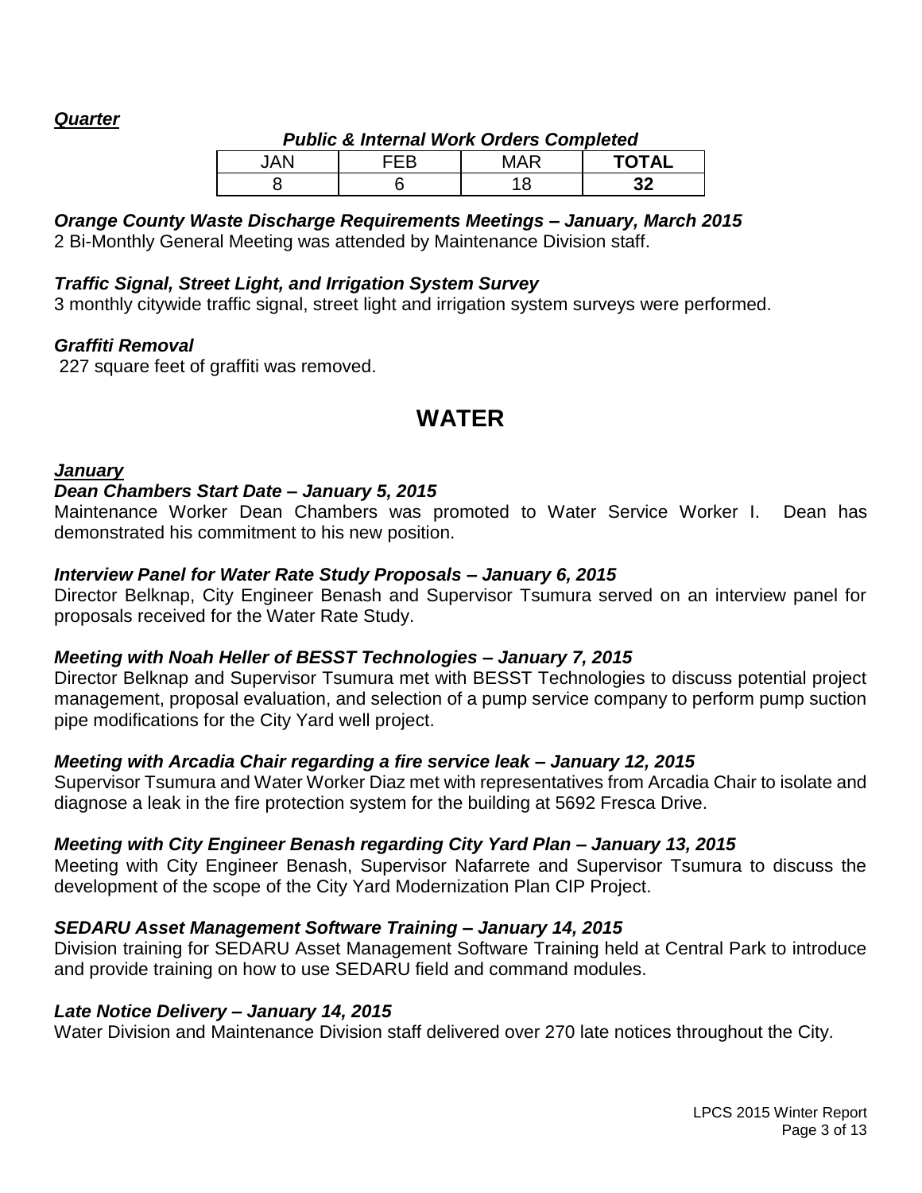***Quarter***

***Public & Internal Work Orders Completed***

| JAN | FEB | MAR | **TOTAL** |
|---|---|---|---|
| 8 | 6 | 18 | **32** |

***Orange County Waste Discharge Requirements Meetings – January, March 2015***
2 Bi-Monthly General Meeting was attended by Maintenance Division staff.

***Traffic Signal, Street Light, and Irrigation System Survey***
3 monthly citywide traffic signal, street light and irrigation system surveys were performed.

***Graffiti Removal***
227 square feet of graffiti was removed.

# WATER

***January***

***Dean Chambers Start Date – January 5, 2015***
Maintenance Worker Dean Chambers was promoted to Water Service Worker I. Dean has demonstrated his commitment to his new position.

***Interview Panel for Water Rate Study Proposals – January 6, 2015***
Director Belknap, City Engineer Benash and Supervisor Tsumura served on an interview panel for proposals received for the Water Rate Study.

***Meeting with Noah Heller of BESST Technologies – January 7, 2015***
Director Belknap and Supervisor Tsumura met with BESST Technologies to discuss potential project management, proposal evaluation, and selection of a pump service company to perform pump suction pipe modifications for the City Yard well project.

***Meeting with Arcadia Chair regarding a fire service leak – January 12, 2015***
Supervisor Tsumura and Water Worker Diaz met with representatives from Arcadia Chair to isolate and diagnose a leak in the fire protection system for the building at 5692 Fresca Drive.

***Meeting with City Engineer Benash regarding City Yard Plan – January 13, 2015***
Meeting with City Engineer Benash, Supervisor Nafarrete and Supervisor Tsumura to discuss the development of the scope of the City Yard Modernization Plan CIP Project.

***SEDARU Asset Management Software Training – January 14, 2015***
Division training for SEDARU Asset Management Software Training held at Central Park to introduce and provide training on how to use SEDARU field and command modules.

***Late Notice Delivery – January 14, 2015***
Water Division and Maintenance Division staff delivered over 270 late notices throughout the City.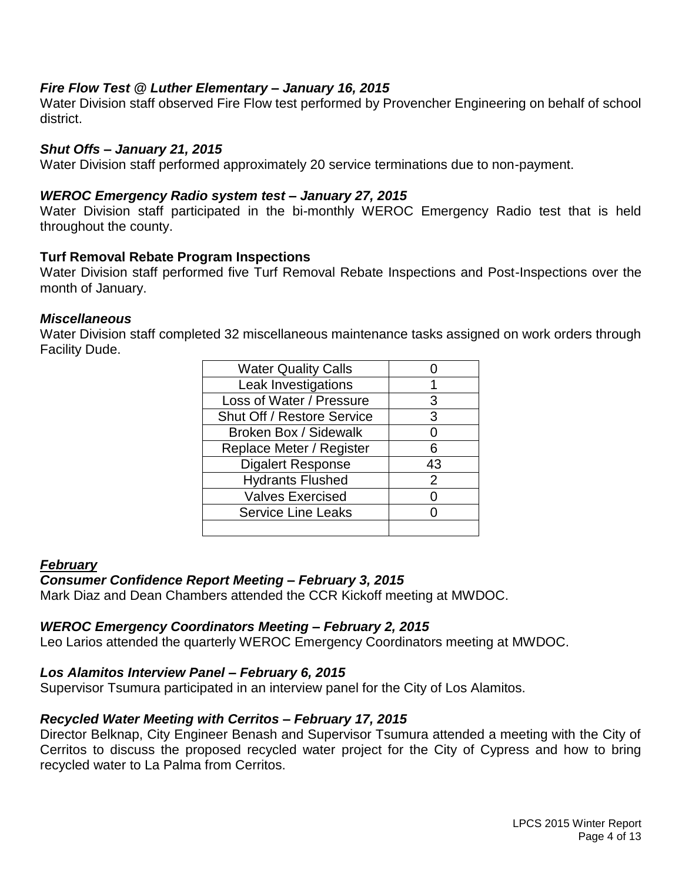***Fire Flow Test @ Luther Elementary – January 16, 2015***

Water Division staff observed Fire Flow test performed by Provencher Engineering on behalf of school district.

***Shut Offs – January 21, 2015***

Water Division staff performed approximately 20 service terminations due to non-payment.

***WEROC Emergency Radio system test – January 27, 2015***

Water Division staff participated in the bi-monthly WEROC Emergency Radio test that is held throughout the county.

**Turf Removal Rebate Program Inspections**

Water Division staff performed five Turf Removal Rebate Inspections and Post-Inspections over the month of January.

***Miscellaneous***

Water Division staff completed 32 miscellaneous maintenance tasks assigned on work orders through Facility Dude.

| Water Quality Calls | 0 |
|---|---|
| Leak Investigations | 1 |
| Loss of Water / Pressure | 3 |
| Shut Off / Restore Service | 3 |
| Broken Box / Sidewalk | 0 |
| Replace Meter / Register | 6 |
| Digalert Response | 43 |
| Hydrants Flushed | 2 |
| Valves Exercised | 0 |
| Service Line Leaks | 0 |
| | |

***February***

***Consumer Confidence Report Meeting – February 3, 2015***

Mark Diaz and Dean Chambers attended the CCR Kickoff meeting at MWDOC.

***WEROC Emergency Coordinators Meeting – February 2, 2015***

Leo Larios attended the quarterly WEROC Emergency Coordinators meeting at MWDOC.

***Los Alamitos Interview Panel – February 6, 2015***

Supervisor Tsumura participated in an interview panel for the City of Los Alamitos.

***Recycled Water Meeting with Cerritos – February 17, 2015***

Director Belknap, City Engineer Benash and Supervisor Tsumura attended a meeting with the City of Cerritos to discuss the proposed recycled water project for the City of Cypress and how to bring recycled water to La Palma from Cerritos.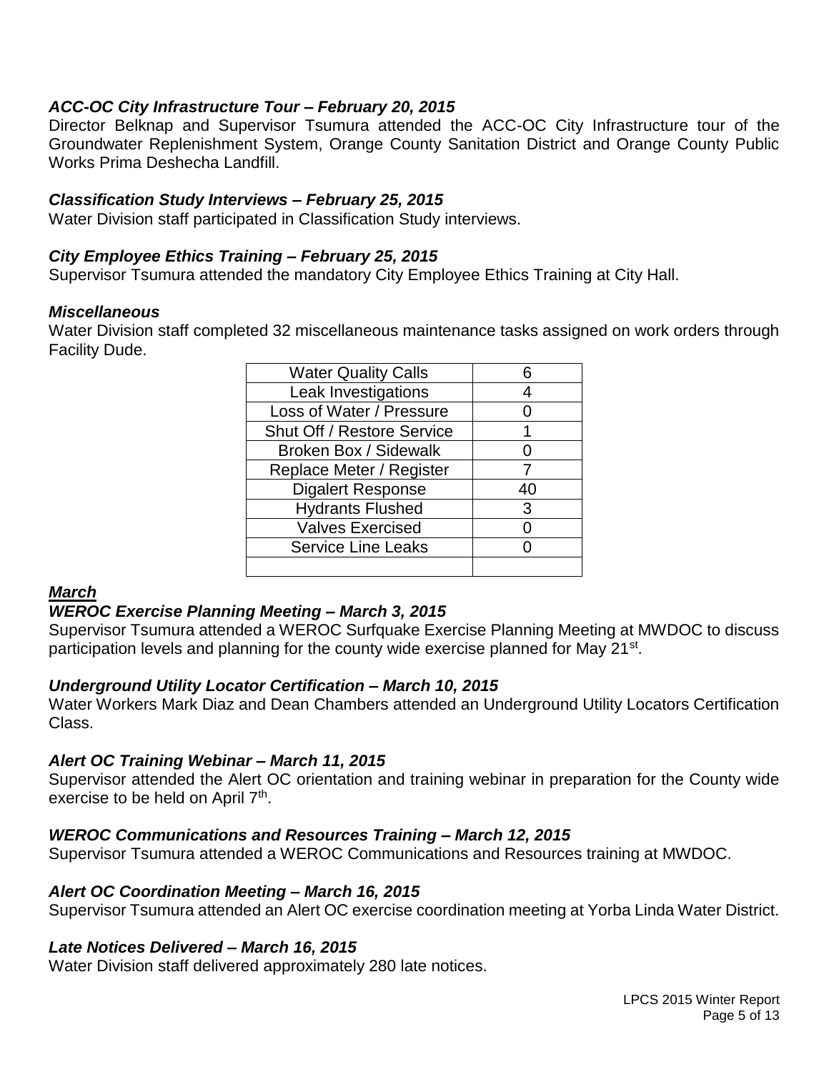### *ACC-OC City Infrastructure Tour – February 20, 2015*

Director Belknap and Supervisor Tsumura attended the ACC-OC City Infrastructure tour of the Groundwater Replenishment System, Orange County Sanitation District and Orange County Public Works Prima Deshecha Landfill.

### *Classification Study Interviews – February 25, 2015*

Water Division staff participated in Classification Study interviews.

### *City Employee Ethics Training – February 25, 2015*

Supervisor Tsumura attended the mandatory City Employee Ethics Training at City Hall.

### *Miscellaneous*

Water Division staff completed 32 miscellaneous maintenance tasks assigned on work orders through Facility Dude.

| | |
|---|---|
| Water Quality Calls | 6 |
| Leak Investigations | 4 |
| Loss of Water / Pressure | 0 |
| Shut Off / Restore Service | 1 |
| Broken Box / Sidewalk | 0 |
| Replace Meter / Register | 7 |
| Digalert Response | 40 |
| Hydrants Flushed | 3 |
| Valves Exercised | 0 |
| Service Line Leaks | 0 |
| | |

## ***March***

### *WEROC Exercise Planning Meeting – March 3, 2015*

Supervisor Tsumura attended a WEROC Surfquake Exercise Planning Meeting at MWDOC to discuss participation levels and planning for the county wide exercise planned for May 21st.

### *Underground Utility Locator Certification – March 10, 2015*

Water Workers Mark Diaz and Dean Chambers attended an Underground Utility Locators Certification Class.

### *Alert OC Training Webinar – March 11, 2015*

Supervisor attended the Alert OC orientation and training webinar in preparation for the County wide exercise to be held on April 7th.

### *WEROC Communications and Resources Training – March 12, 2015*

Supervisor Tsumura attended a WEROC Communications and Resources training at MWDOC.

### *Alert OC Coordination Meeting – March 16, 2015*

Supervisor Tsumura attended an Alert OC exercise coordination meeting at Yorba Linda Water District.

### *Late Notices Delivered – March 16, 2015*

Water Division staff delivered approximately 280 late notices.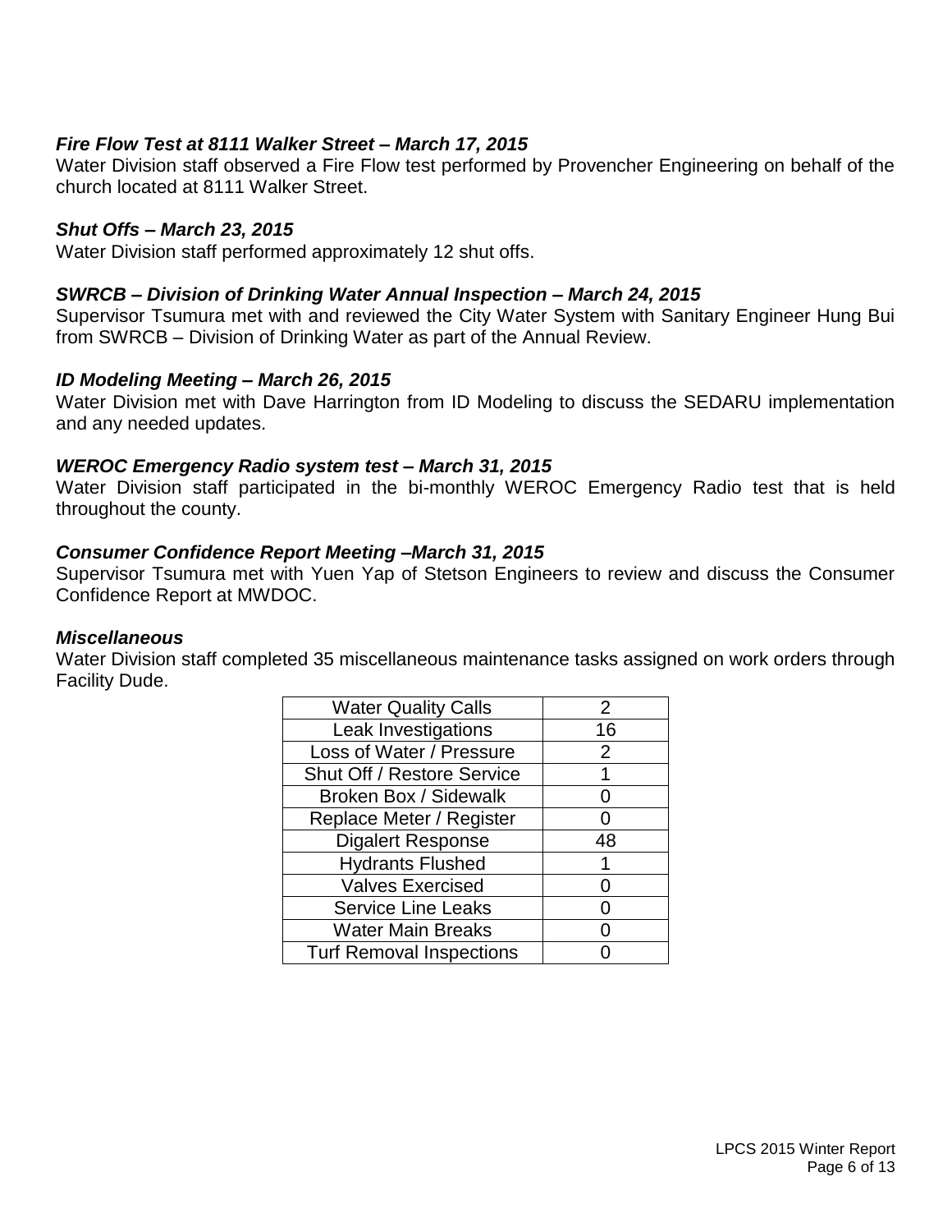***Fire Flow Test at 8111 Walker Street – March 17, 2015***

Water Division staff observed a Fire Flow test performed by Provencher Engineering on behalf of the church located at 8111 Walker Street.

***Shut Offs – March 23, 2015***

Water Division staff performed approximately 12 shut offs.

***SWRCB – Division of Drinking Water Annual Inspection – March 24, 2015***

Supervisor Tsumura met with and reviewed the City Water System with Sanitary Engineer Hung Bui from SWRCB – Division of Drinking Water as part of the Annual Review.

***ID Modeling Meeting – March 26, 2015***

Water Division met with Dave Harrington from ID Modeling to discuss the SEDARU implementation and any needed updates.

***WEROC Emergency Radio system test – March 31, 2015***

Water Division staff participated in the bi-monthly WEROC Emergency Radio test that is held throughout the county.

***Consumer Confidence Report Meeting –March 31, 2015***

Supervisor Tsumura met with Yuen Yap of Stetson Engineers to review and discuss the Consumer Confidence Report at MWDOC.

***Miscellaneous***

Water Division staff completed 35 miscellaneous maintenance tasks assigned on work orders through Facility Dude.

| | |
|---|---|
| Water Quality Calls | 2 |
| Leak Investigations | 16 |
| Loss of Water / Pressure | 2 |
| Shut Off / Restore Service | 1 |
| Broken Box / Sidewalk | 0 |
| Replace Meter / Register | 0 |
| Digalert Response | 48 |
| Hydrants Flushed | 1 |
| Valves Exercised | 0 |
| Service Line Leaks | 0 |
| Water Main Breaks | 0 |
| Turf Removal Inspections | 0 |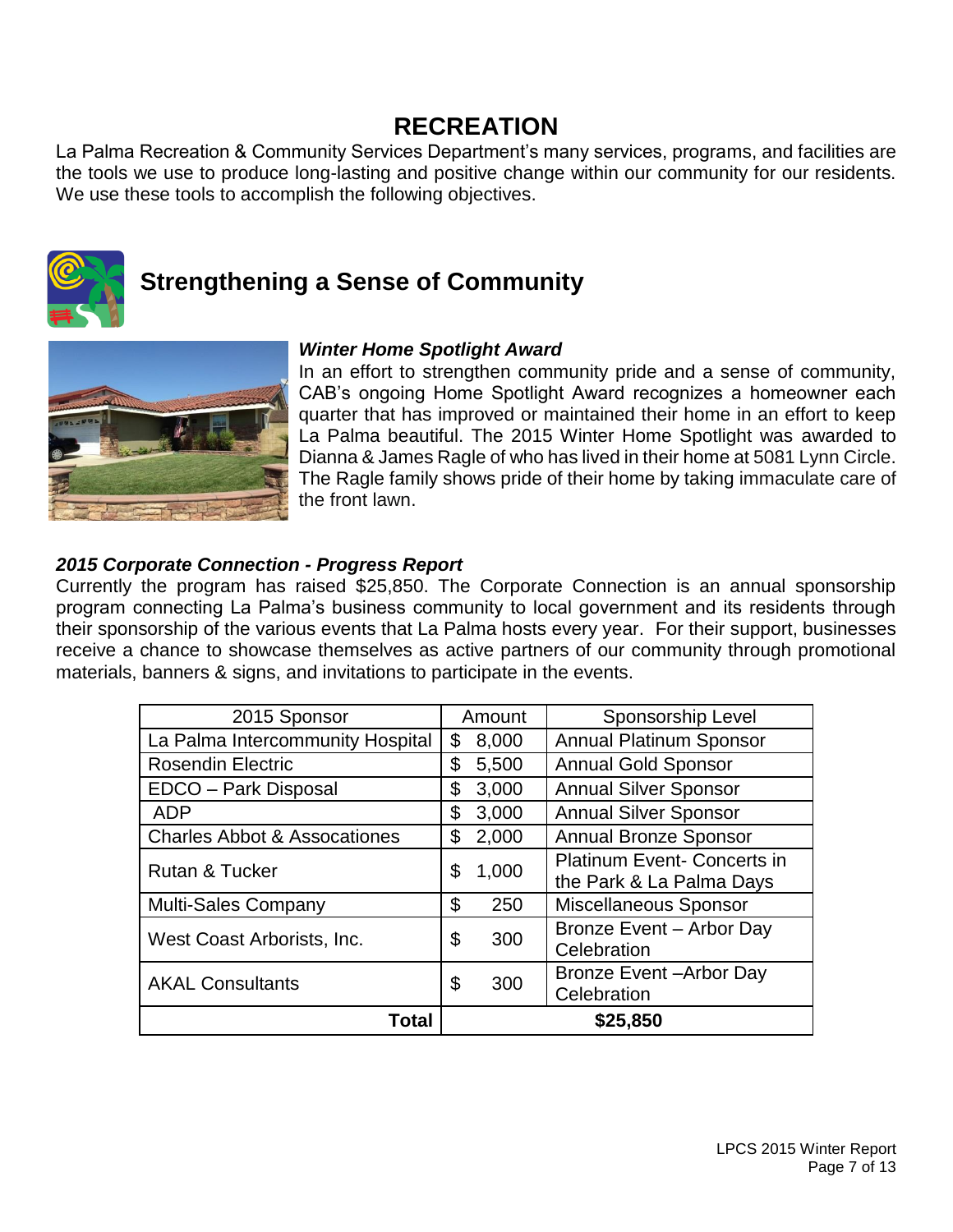# RECREATION

La Palma Recreation & Community Services Department's many services, programs, and facilities are the tools we use to produce long-lasting and positive change within our community for our residents. We use these tools to accomplish the following objectives.

## Strengthening a Sense of Community

***Winter Home Spotlight Award***

In an effort to strengthen community pride and a sense of community, CAB's ongoing Home Spotlight Award recognizes a homeowner each quarter that has improved or maintained their home in an effort to keep La Palma beautiful. The 2015 Winter Home Spotlight was awarded to Dianna & James Ragle of who has lived in their home at 5081 Lynn Circle. The Ragle family shows pride of their home by taking immaculate care of the front lawn.

***2015 Corporate Connection - Progress Report***

Currently the program has raised $25,850. The Corporate Connection is an annual sponsorship program connecting La Palma's business community to local government and its residents through their sponsorship of the various events that La Palma hosts every year. For their support, businesses receive a chance to showcase themselves as active partners of our community through promotional materials, banners & signs, and invitations to participate in the events.

| 2015 Sponsor | Amount | Sponsorship Level |
|---|---|---|
| La Palma Intercommunity Hospital | $ 8,000 | Annual Platinum Sponsor |
| Rosendin Electric | $ 5,500 | Annual Gold Sponsor |
| EDCO – Park Disposal | $ 3,000 | Annual Silver Sponsor |
| ADP | $ 3,000 | Annual Silver Sponsor |
| Charles Abbot & Assocationes | $ 2,000 | Annual Bronze Sponsor |
| Rutan & Tucker | $ 1,000 | Platinum Event- Concerts in the Park & La Palma Days |
| Multi-Sales Company | $ 250 | Miscellaneous Sponsor |
| West Coast Arborists, Inc. | $ 300 | Bronze Event – Arbor Day Celebration |
| AKAL Consultants | $ 300 | Bronze Event –Arbor Day Celebration |
| **Total** | **$25,850** | |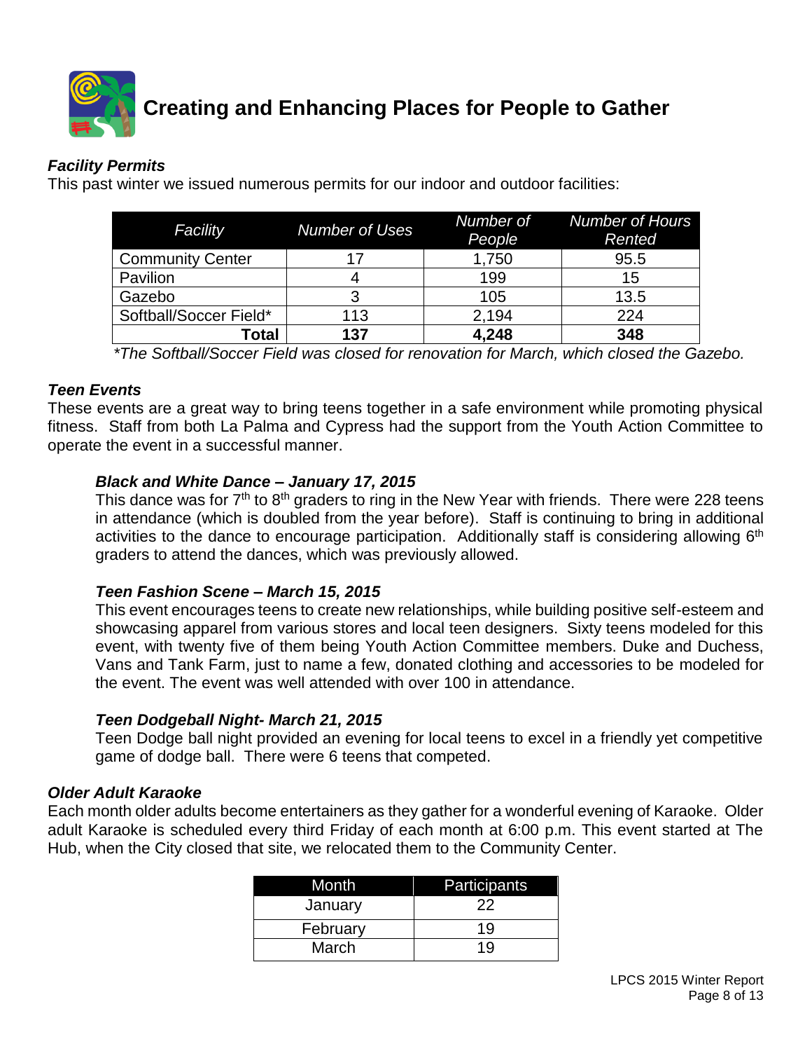# Creating and Enhancing Places for People to Gather

***Facility Permits***

This past winter we issued numerous permits for our indoor and outdoor facilities:

| *Facility* | *Number of Uses* | *Number of People* | *Number of Hours Rented* |
|---|---|---|---|
| Community Center | 17 | 1,750 | 95.5 |
| Pavilion | 4 | 199 | 15 |
| Gazebo | 3 | 105 | 13.5 |
| Softball/Soccer Field* | 113 | 2,194 | 224 |
| **Total** | **137** | **4,248** | **348** |

*\*The Softball/Soccer Field was closed for renovation for March, which closed the Gazebo.*

***Teen Events***

These events are a great way to bring teens together in a safe environment while promoting physical fitness. Staff from both La Palma and Cypress had the support from the Youth Action Committee to operate the event in a successful manner.

***Black and White Dance – January 17, 2015***

This dance was for 7th to 8th graders to ring in the New Year with friends. There were 228 teens in attendance (which is doubled from the year before). Staff is continuing to bring in additional activities to the dance to encourage participation. Additionally staff is considering allowing 6th graders to attend the dances, which was previously allowed.

***Teen Fashion Scene – March 15, 2015***

This event encourages teens to create new relationships, while building positive self-esteem and showcasing apparel from various stores and local teen designers. Sixty teens modeled for this event, with twenty five of them being Youth Action Committee members. Duke and Duchess, Vans and Tank Farm, just to name a few, donated clothing and accessories to be modeled for the event. The event was well attended with over 100 in attendance.

***Teen Dodgeball Night- March 21, 2015***

Teen Dodge ball night provided an evening for local teens to excel in a friendly yet competitive game of dodge ball. There were 6 teens that competed.

***Older Adult Karaoke***

Each month older adults become entertainers as they gather for a wonderful evening of Karaoke. Older adult Karaoke is scheduled every third Friday of each month at 6:00 p.m. This event started at The Hub, when the City closed that site, we relocated them to the Community Center.

| Month | Participants |
|---|---|
| January | 22 |
| February | 19 |
| March | 19 |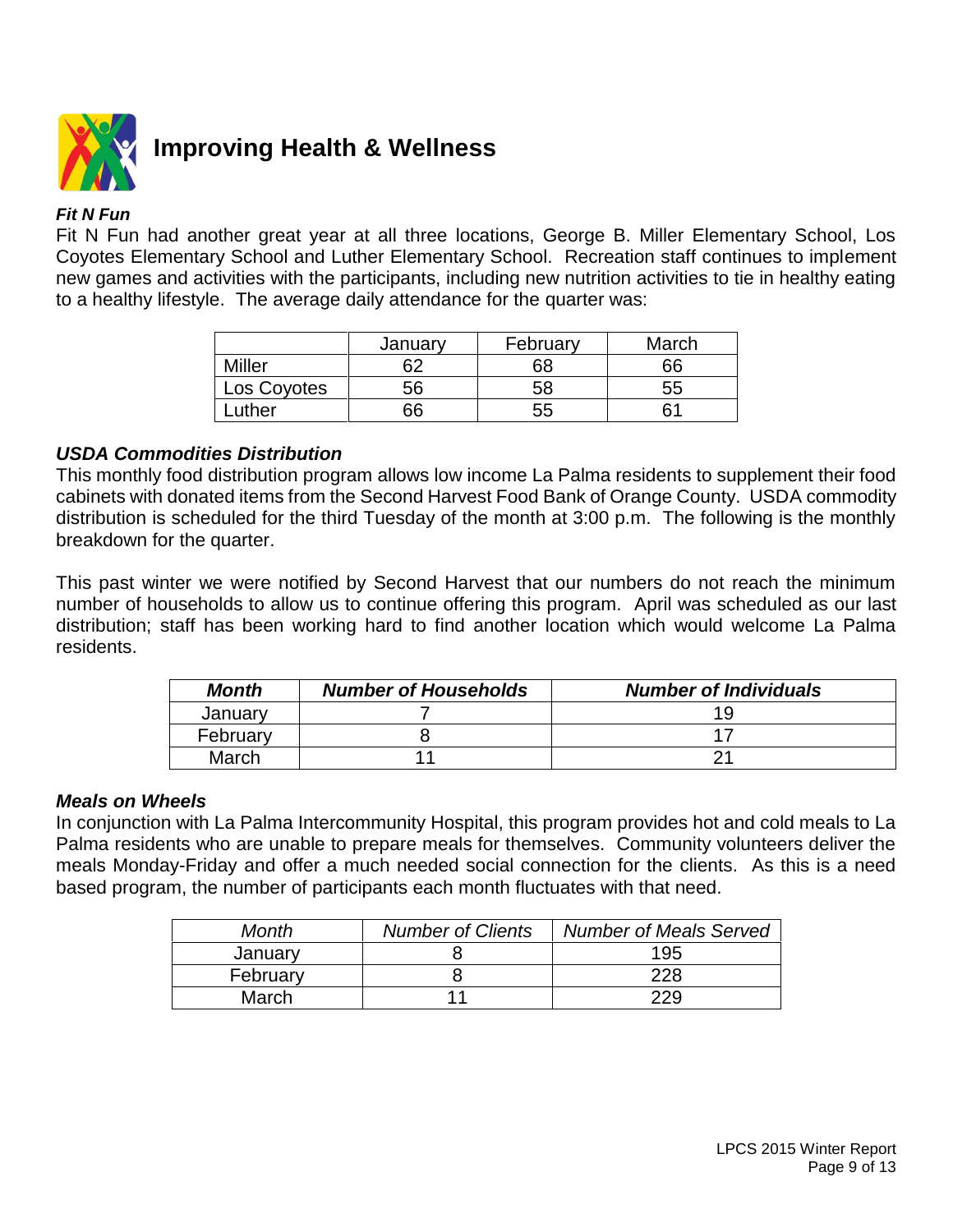# Improving Health & Wellness

***Fit N Fun***

Fit N Fun had another great year at all three locations, George B. Miller Elementary School, Los Coyotes Elementary School and Luther Elementary School. Recreation staff continues to implement new games and activities with the participants, including new nutrition activities to tie in healthy eating to a healthy lifestyle. The average daily attendance for the quarter was:

| | January | February | March |
|---|---|---|---|
| Miller | 62 | 68 | 66 |
| Los Coyotes | 56 | 58 | 55 |
| Luther | 66 | 55 | 61 |

***USDA Commodities Distribution***

This monthly food distribution program allows low income La Palma residents to supplement their food cabinets with donated items from the Second Harvest Food Bank of Orange County. USDA commodity distribution is scheduled for the third Tuesday of the month at 3:00 p.m. The following is the monthly breakdown for the quarter.

This past winter we were notified by Second Harvest that our numbers do not reach the minimum number of households to allow us to continue offering this program. April was scheduled as our last distribution; staff has been working hard to find another location which would welcome La Palma residents.

| ***Month*** | ***Number of Households*** | ***Number of Individuals*** |
|---|---|---|
| January | 7 | 19 |
| February | 8 | 17 |
| March | 11 | 21 |

***Meals on Wheels***

In conjunction with La Palma Intercommunity Hospital, this program provides hot and cold meals to La Palma residents who are unable to prepare meals for themselves. Community volunteers deliver the meals Monday-Friday and offer a much needed social connection for the clients. As this is a need based program, the number of participants each month fluctuates with that need.

| *Month* | *Number of Clients* | *Number of Meals Served* |
|---|---|---|
| January | 8 | 195 |
| February | 8 | 228 |
| March | 11 | 229 |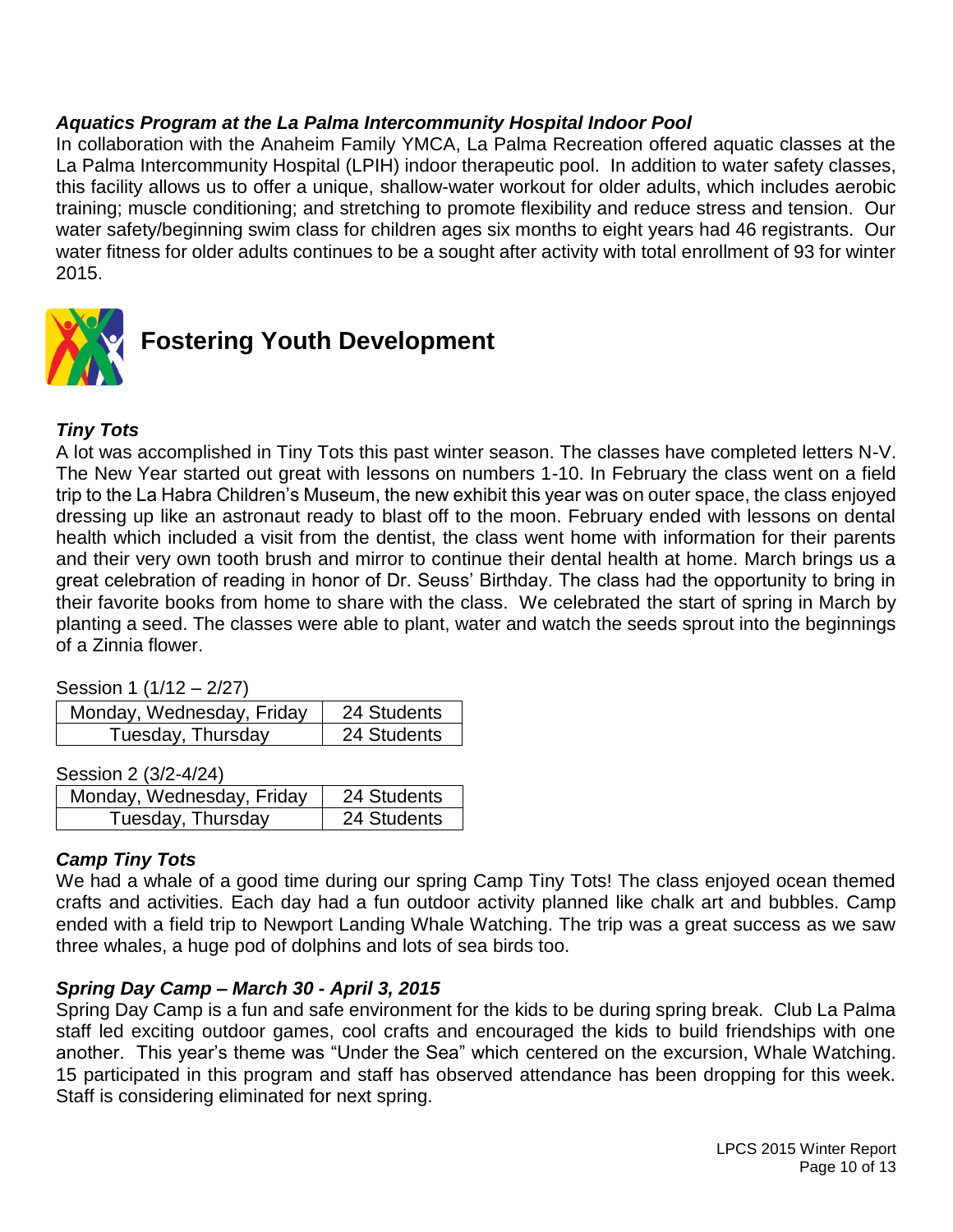### *Aquatics Program at the La Palma Intercommunity Hospital Indoor Pool*

In collaboration with the Anaheim Family YMCA, La Palma Recreation offered aquatic classes at the La Palma Intercommunity Hospital (LPIH) indoor therapeutic pool. In addition to water safety classes, this facility allows us to offer a unique, shallow-water workout for older adults, which includes aerobic training; muscle conditioning; and stretching to promote flexibility and reduce stress and tension. Our water safety/beginning swim class for children ages six months to eight years had 46 registrants. Our water fitness for older adults continues to be a sought after activity with total enrollment of 93 for winter 2015.

## Fostering Youth Development

### *Tiny Tots*

A lot was accomplished in Tiny Tots this past winter season. The classes have completed letters N-V. The New Year started out great with lessons on numbers 1-10. In February the class went on a field trip to the La Habra Children's Museum, the new exhibit this year was on outer space, the class enjoyed dressing up like an astronaut ready to blast off to the moon. February ended with lessons on dental health which included a visit from the dentist, the class went home with information for their parents and their very own tooth brush and mirror to continue their dental health at home. March brings us a great celebration of reading in honor of Dr. Seuss' Birthday. The class had the opportunity to bring in their favorite books from home to share with the class. We celebrated the start of spring in March by planting a seed. The classes were able to plant, water and watch the seeds sprout into the beginnings of a Zinnia flower.

Session 1 (1/12 – 2/27)

| Monday, Wednesday, Friday | 24 Students |
|---|---|
| Tuesday, Thursday | 24 Students |

Session 2 (3/2-4/24)

| Monday, Wednesday, Friday | 24 Students |
|---|---|
| Tuesday, Thursday | 24 Students |

### *Camp Tiny Tots*

We had a whale of a good time during our spring Camp Tiny Tots! The class enjoyed ocean themed crafts and activities. Each day had a fun outdoor activity planned like chalk art and bubbles. Camp ended with a field trip to Newport Landing Whale Watching. The trip was a great success as we saw three whales, a huge pod of dolphins and lots of sea birds too.

### *Spring Day Camp – March 30 - April 3, 2015*

Spring Day Camp is a fun and safe environment for the kids to be during spring break. Club La Palma staff led exciting outdoor games, cool crafts and encouraged the kids to build friendships with one another. This year's theme was "Under the Sea" which centered on the excursion, Whale Watching. 15 participated in this program and staff has observed attendance has been dropping for this week. Staff is considering eliminated for next spring.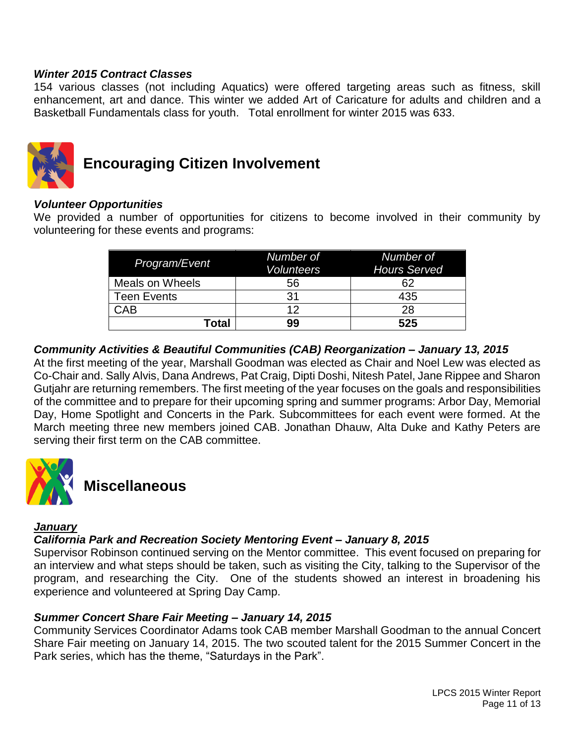***Winter 2015 Contract Classes***

154 various classes (not including Aquatics) were offered targeting areas such as fitness, skill enhancement, art and dance. This winter we added Art of Caricature for adults and children and a Basketball Fundamentals class for youth. Total enrollment for winter 2015 was 633.

## Encouraging Citizen Involvement

***Volunteer Opportunities***

We provided a number of opportunities for citizens to become involved in their community by volunteering for these events and programs:

| *Program/Event* | *Number of Volunteers* | *Number of Hours Served* |
|---|---|---|
| Meals on Wheels | 56 | 62 |
| Teen Events | 31 | 435 |
| CAB | 12 | 28 |
| **Total** | **99** | **525** |

***Community Activities & Beautiful Communities (CAB) Reorganization – January 13, 2015***

At the first meeting of the year, Marshall Goodman was elected as Chair and Noel Lew was elected as Co-Chair and. Sally Alvis, Dana Andrews, Pat Craig, Dipti Doshi, Nitesh Patel, Jane Rippee and Sharon Gutjahr are returning remembers. The first meeting of the year focuses on the goals and responsibilities of the committee and to prepare for their upcoming spring and summer programs: Arbor Day, Memorial Day, Home Spotlight and Concerts in the Park. Subcommittees for each event were formed. At the March meeting three new members joined CAB. Jonathan Dhauw, Alta Duke and Kathy Peters are serving their first term on the CAB committee.

## Miscellaneous

***<u>January</u>***

***California Park and Recreation Society Mentoring Event – January 8, 2015***

Supervisor Robinson continued serving on the Mentor committee. This event focused on preparing for an interview and what steps should be taken, such as visiting the City, talking to the Supervisor of the program, and researching the City. One of the students showed an interest in broadening his experience and volunteered at Spring Day Camp.

***Summer Concert Share Fair Meeting – January 14, 2015***

Community Services Coordinator Adams took CAB member Marshall Goodman to the annual Concert Share Fair meeting on January 14, 2015. The two scouted talent for the 2015 Summer Concert in the Park series, which has the theme, "Saturdays in the Park".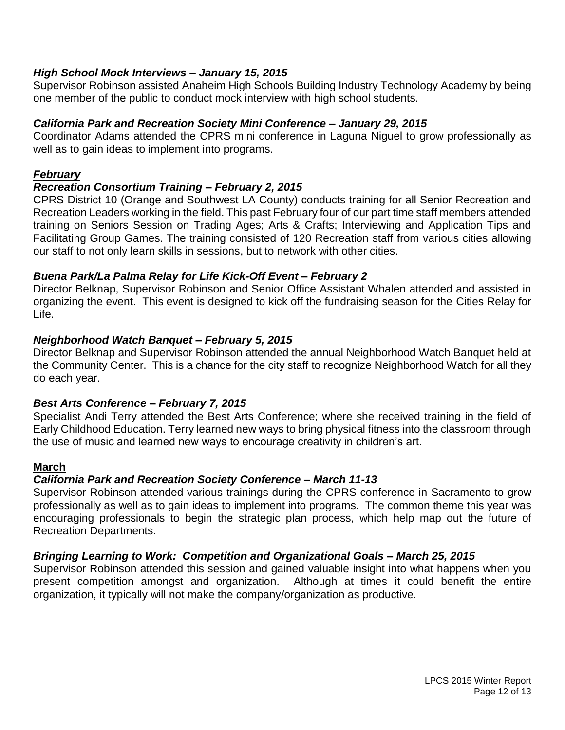***High School Mock Interviews – January 15, 2015***

Supervisor Robinson assisted Anaheim High Schools Building Industry Technology Academy by being one member of the public to conduct mock interview with high school students.

***California Park and Recreation Society Mini Conference – January 29, 2015***

Coordinator Adams attended the CPRS mini conference in Laguna Niguel to grow professionally as well as to gain ideas to implement into programs.

***<u>February</u>***

***Recreation Consortium Training – February 2, 2015***

CPRS District 10 (Orange and Southwest LA County) conducts training for all Senior Recreation and Recreation Leaders working in the field. This past February four of our part time staff members attended training on Seniors Session on Trading Ages; Arts & Crafts; Interviewing and Application Tips and Facilitating Group Games. The training consisted of 120 Recreation staff from various cities allowing our staff to not only learn skills in sessions, but to network with other cities.

***Buena Park/La Palma Relay for Life Kick-Off Event – February 2***

Director Belknap, Supervisor Robinson and Senior Office Assistant Whalen attended and assisted in organizing the event. This event is designed to kick off the fundraising season for the Cities Relay for Life.

***Neighborhood Watch Banquet – February 5, 2015***

Director Belknap and Supervisor Robinson attended the annual Neighborhood Watch Banquet held at the Community Center. This is a chance for the city staff to recognize Neighborhood Watch for all they do each year.

***Best Arts Conference – February 7, 2015***

Specialist Andi Terry attended the Best Arts Conference; where she received training in the field of Early Childhood Education. Terry learned new ways to bring physical fitness into the classroom through the use of music and learned new ways to encourage creativity in children's art.

**<u>March</u>**

***California Park and Recreation Society Conference – March 11-13***

Supervisor Robinson attended various trainings during the CPRS conference in Sacramento to grow professionally as well as to gain ideas to implement into programs. The common theme this year was encouraging professionals to begin the strategic plan process, which help map out the future of Recreation Departments.

***Bringing Learning to Work: Competition and Organizational Goals – March 25, 2015***

Supervisor Robinson attended this session and gained valuable insight into what happens when you present competition amongst and organization. Although at times it could benefit the entire organization, it typically will not make the company/organization as productive.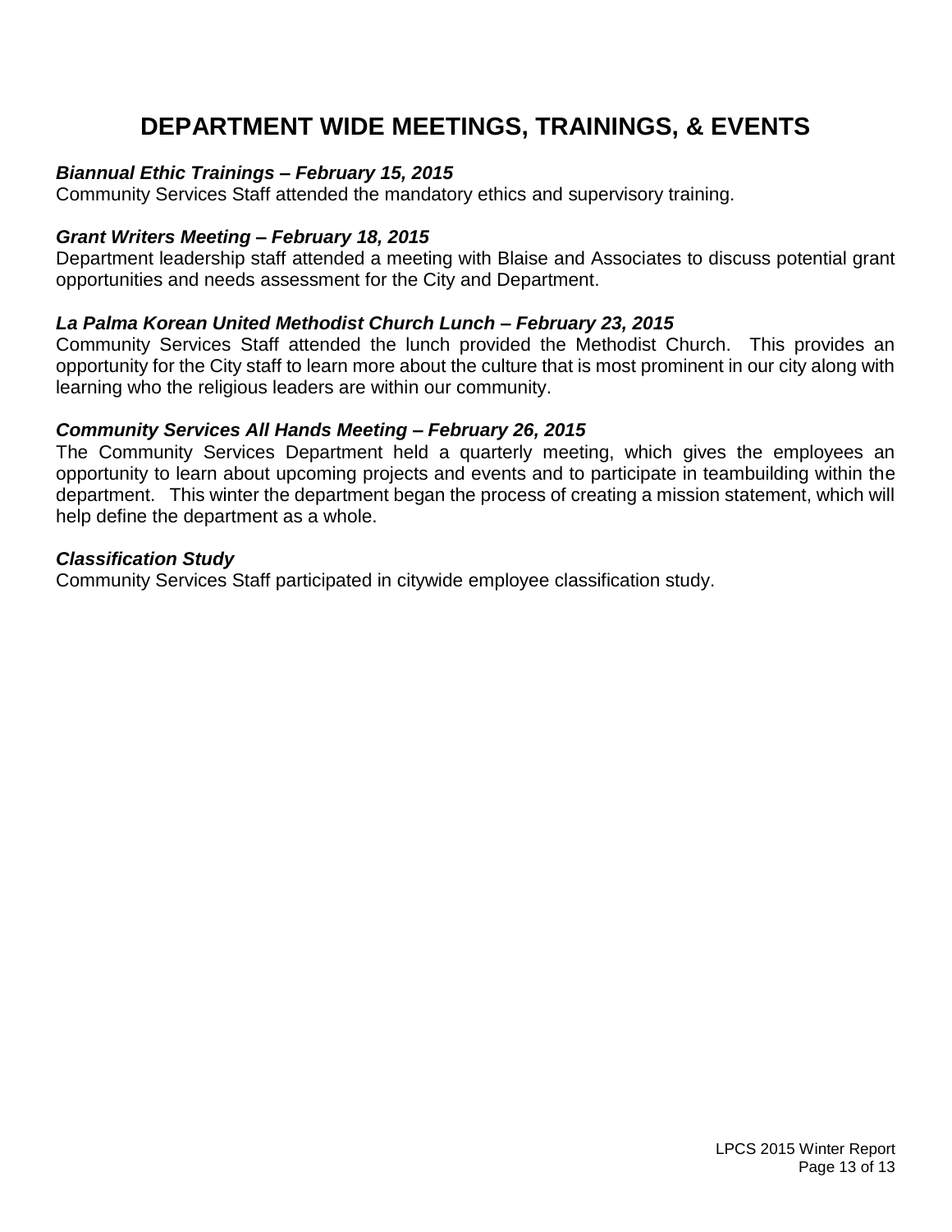# DEPARTMENT WIDE MEETINGS, TRAININGS, & EVENTS

***Biannual Ethic Trainings – February 15, 2015***

Community Services Staff attended the mandatory ethics and supervisory training.

***Grant Writers Meeting – February 18, 2015***

Department leadership staff attended a meeting with Blaise and Associates to discuss potential grant opportunities and needs assessment for the City and Department.

***La Palma Korean United Methodist Church Lunch – February 23, 2015***

Community Services Staff attended the lunch provided the Methodist Church. This provides an opportunity for the City staff to learn more about the culture that is most prominent in our city along with learning who the religious leaders are within our community.

***Community Services All Hands Meeting – February 26, 2015***

The Community Services Department held a quarterly meeting, which gives the employees an opportunity to learn about upcoming projects and events and to participate in teambuilding within the department. This winter the department began the process of creating a mission statement, which will help define the department as a whole.

***Classification Study***

Community Services Staff participated in citywide employee classification study.